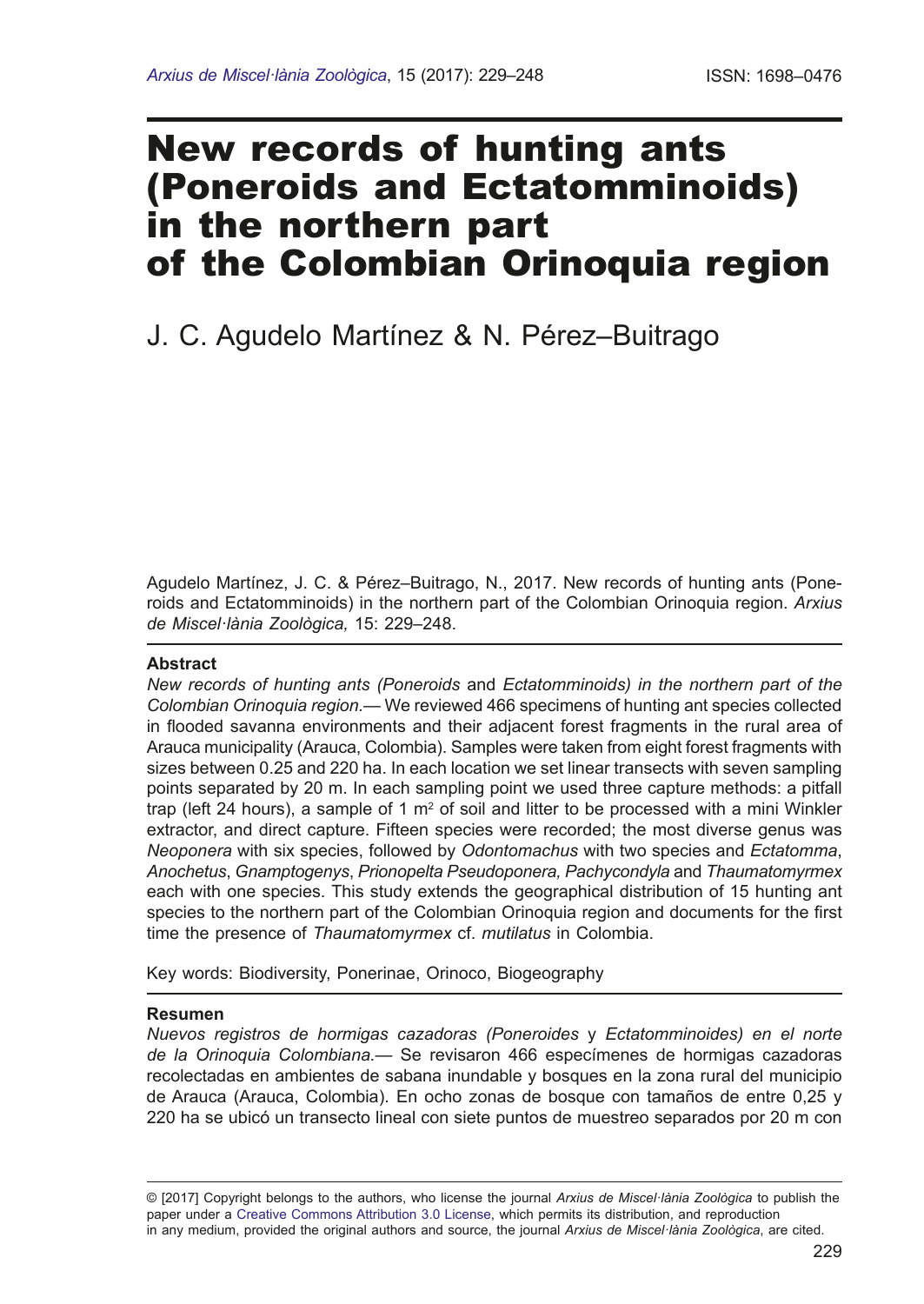# New records of hunting ants (Poneroids and Ectatomminoids) in the northern part of the Colombian Orinoquia region

J. C. Agudelo Martínez & N. Pérez–Buitrago

Agudelo Martínez, J. C. & Pérez–Buitrago, N., 2017. New records of hunting ants (Poneroids and Ectatomminoids) in the northern part of the Colombian Orinoquia region. *Arxius de Miscel·lània Zoològica,* 15: 229–248.

**Abstract**

*New records of hunting ants (Poneroids* and *Ectatomminoids) in the northern part of the Colombian Orinoquia region.*— We reviewed 466 specimens of hunting ant species collected in flooded savanna environments and their adjacent forest fragments in the rural area of Arauca municipality (Arauca, Colombia). Samples were taken from eight forest fragments with sizes between 0.25 and 220 ha. In each location we set linear transects with seven sampling points separated by 20 m. In each sampling point we used three capture methods: a pitfall trap (left 24 hours), a sample of 1 m$^2$ of soil and litter to be processed with a mini Winkler extractor, and direct capture. Fifteen species were recorded; the most diverse genus was *Neoponera* with six species, followed by *Odontomachus* with two species and *Ectatomma*, *Anochetus*, *Gnamptogenys*, *Prionopelta Pseudoponera, Pachycondyla* and *Thaumatomyrmex* each with one species. This study extends the geographical distribution of 15 hunting ant species to the northern part of the Colombian Orinoquia region and documents for the first time the presence of *Thaumatomyrmex* cf. *mutilatus* in Colombia.

Key words: Biodiversity, Ponerinae, Orinoco, Biogeography

**Resumen**

*Nuevos registros de hormigas cazadoras (Poneroides* y *Ectatomminoides) en el norte de la Orinoquia Colombiana.*— Se revisaron 466 especímenes de hormigas cazadoras recolectadas en ambientes de sabana inundable y bosques en la zona rural del municipio de Arauca (Arauca, Colombia). En ocho zonas de bosque con tamaños de entre 0,25 y 220 ha se ubicó un transecto lineal con siete puntos de muestreo separados por 20 m con

© [2017] Copyright belongs to the authors, who license the journal *Arxius de Miscel·lània Zoològica* to publish the paper under a Creative Commons Attribution 3.0 License, which permits its distribution, and reproduction in any medium, provided the original authors and source, the journal *Arxius de Miscel·lània Zoològica*, are cited.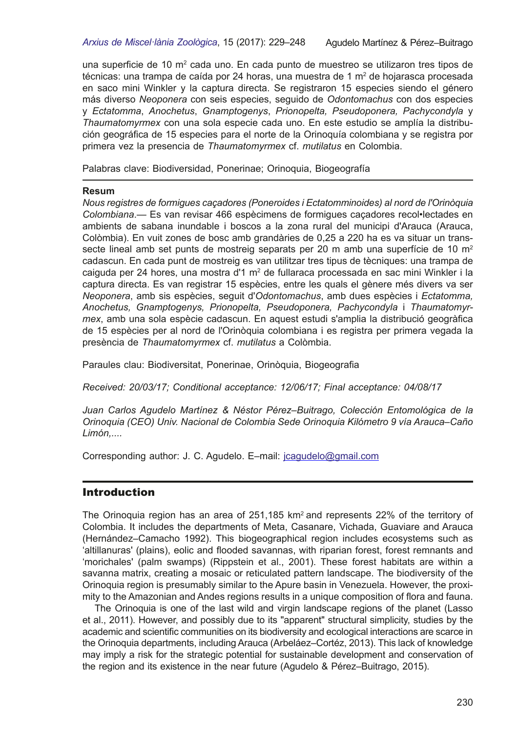una superficie de 10 m$^2$ cada uno. En cada punto de muestreo se utilizaron tres tipos de técnicas: una trampa de caída por 24 horas, una muestra de 1 m$^2$ de hojarasca procesada en saco mini Winkler y la captura directa. Se registraron 15 especies siendo el género más diverso *Neoponera* con seis especies, seguido de *Odontomachus* con dos especies y *Ectatomma*, *Anochetus*, *Gnamptogenys*, *Prionopelta, Pseudoponera, Pachycondyla* y *Thaumatomyrmex* con una sola especie cada uno. En este estudio se amplía la distribución geográfica de 15 especies para el norte de la Orinoquía colombiana y se registra por primera vez la presencia de *Thaumatomyrmex* cf. *mutilatus* en Colombia.

Palabras clave: Biodiversidad, Ponerinae; Orinoquia, Biogeografía

**Resum**

*Nous registres de formigues caçadores (Poneroides i Ectatomminoides) al nord de l'Orinòquia Colombiana*.— Es van revisar 466 espècimens de formigues caçadores recol•lectades en ambients de sabana inundable i boscos a la zona rural del municipi d'Arauca (Arauca, Colòmbia). En vuit zones de bosc amb grandàries de 0,25 a 220 ha es va situar un transsecte lineal amb set punts de mostreig separats per 20 m amb una superfície de 10 m$^2$ cadascun. En cada punt de mostreig es van utilitzar tres tipus de tècniques: una trampa de caiguda per 24 hores, una mostra d'1 m$^2$ de fullaraca processada en sac mini Winkler i la captura directa. Es van registrar 15 espècies, entre les quals el gènere més divers va ser *Neoponera*, amb sis espècies, seguit d'*Odontomachus*, amb dues espècies i *Ectatomma, Anochetus, Gnamptogenys, Prionopelta, Pseudoponera, Pachycondyla* i *Thaumatomyrmex*, amb una sola espècie cadascun. En aquest estudi s'amplia la distribució geogràfica de 15 espècies per al nord de l'Orinòquia colombiana i es registra per primera vegada la presència de *Thaumatomyrmex* cf. *mutilatus* a Colòmbia.

Paraules clau: Biodiversitat, Ponerinae, Orinòquia, Biogeografia

*Received: 20/03/17; Conditional acceptance: 12/06/17; Final acceptance: 04/08/17*

*Juan Carlos Agudelo Martínez & Néstor Pérez–Buitrago, Colección Entomológica de la Orinoquia (CEO) Univ. Nacional de Colombia Sede Orinoquia Kilómetro 9 vía Arauca–Caño Limón,....*

Corresponding author: J. C. Agudelo. E–mail: jcagudelo@gmail.com

## Introduction

The Orinoquia region has an area of 251,185 km$^2$ and represents 22% of the territory of Colombia. It includes the departments of Meta, Casanare, Vichada, Guaviare and Arauca (Hernández–Camacho 1992). This biogeographical region includes ecosystems such as 'altillanuras' (plains), eolic and flooded savannas, with riparian forest, forest remnants and 'morichales' (palm swamps) (Rippstein et al., 2001). These forest habitats are within a savanna matrix, creating a mosaic or reticulated pattern landscape. The biodiversity of the Orinoquia region is presumably similar to the Apure basin in Venezuela. However, the proximity to the Amazonian and Andes regions results in a unique composition of flora and fauna.

The Orinoquia is one of the last wild and virgin landscape regions of the planet (Lasso et al., 2011). However, and possibly due to its "apparent" structural simplicity, studies by the academic and scientific communities on its biodiversity and ecological interactions are scarce in the Orinoquia departments, including Arauca (Arbeláez–Cortéz, 2013). This lack of knowledge may imply a risk for the strategic potential for sustainable development and conservation of the region and its existence in the near future (Agudelo & Pérez–Buitrago, 2015).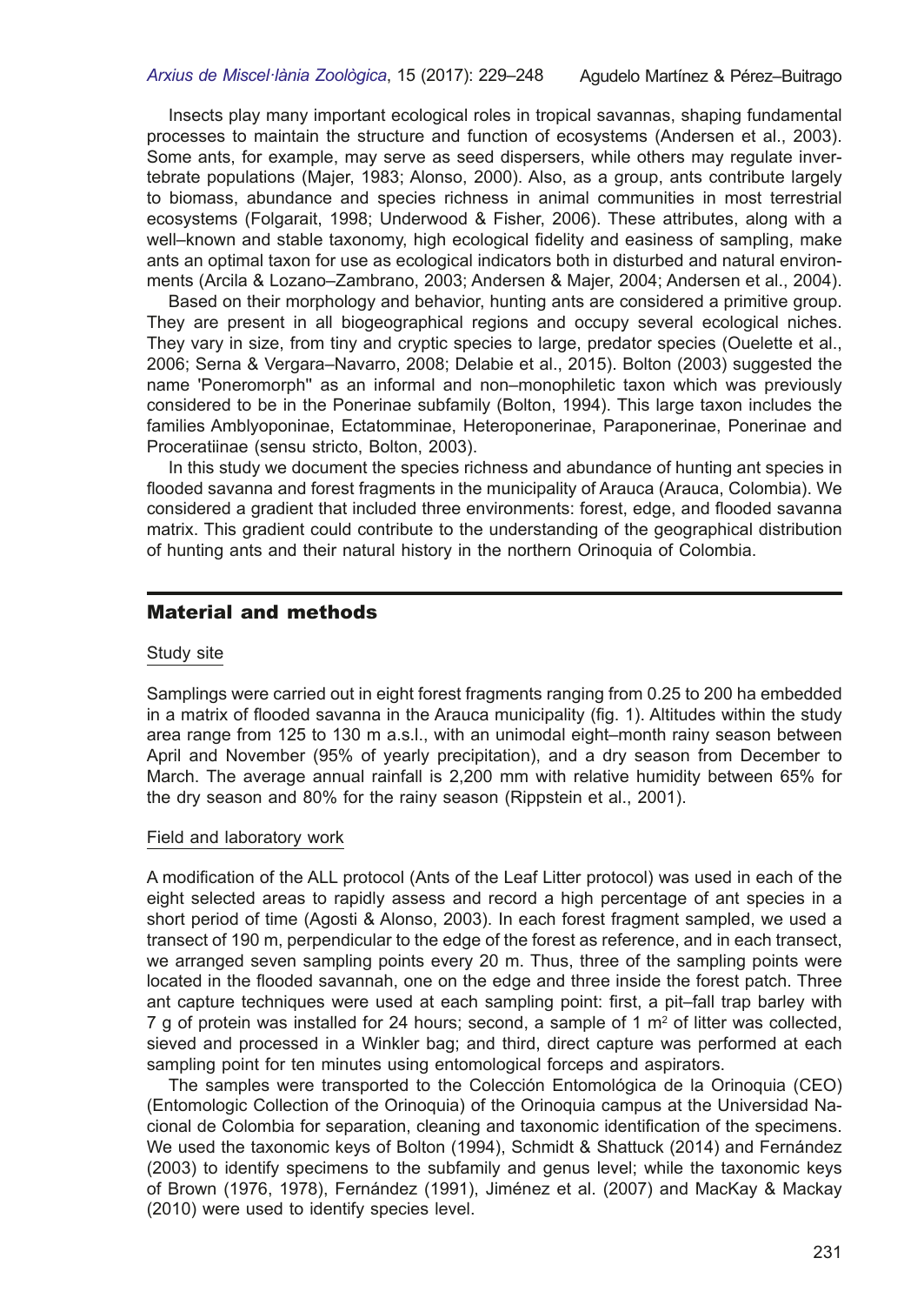Insects play many important ecological roles in tropical savannas, shaping fundamental processes to maintain the structure and function of ecosystems (Andersen et al., 2003). Some ants, for example, may serve as seed dispersers, while others may regulate invertebrate populations (Majer, 1983; Alonso, 2000). Also, as a group, ants contribute largely to biomass, abundance and species richness in animal communities in most terrestrial ecosystems (Folgarait, 1998; Underwood & Fisher, 2006). These attributes, along with a well–known and stable taxonomy, high ecological fidelity and easiness of sampling, make ants an optimal taxon for use as ecological indicators both in disturbed and natural environments (Arcila & Lozano–Zambrano, 2003; Andersen & Majer, 2004; Andersen et al., 2004).

Based on their morphology and behavior, hunting ants are considered a primitive group. They are present in all biogeographical regions and occupy several ecological niches. They vary in size, from tiny and cryptic species to large, predator species (Ouelette et al., 2006; Serna & Vergara–Navarro, 2008; Delabie et al., 2015). Bolton (2003) suggested the name 'Poneromorph'' as an informal and non–monophiletic taxon which was previously considered to be in the Ponerinae subfamily (Bolton, 1994). This large taxon includes the families Amblyoponinae, Ectatomminae, Heteroponerinae, Paraponerinae, Ponerinae and Proceratiinae (sensu stricto, Bolton, 2003).

In this study we document the species richness and abundance of hunting ant species in flooded savanna and forest fragments in the municipality of Arauca (Arauca, Colombia). We considered a gradient that included three environments: forest, edge, and flooded savanna matrix. This gradient could contribute to the understanding of the geographical distribution of hunting ants and their natural history in the northern Orinoquia of Colombia.

## Material and methods

### Study site

Samplings were carried out in eight forest fragments ranging from 0.25 to 200 ha embedded in a matrix of flooded savanna in the Arauca municipality (fig. 1). Altitudes within the study area range from 125 to 130 m a.s.l., with an unimodal eight–month rainy season between April and November (95% of yearly precipitation), and a dry season from December to March. The average annual rainfall is 2,200 mm with relative humidity between 65% for the dry season and 80% for the rainy season (Rippstein et al., 2001).

### Field and laboratory work

A modification of the ALL protocol (Ants of the Leaf Litter protocol) was used in each of the eight selected areas to rapidly assess and record a high percentage of ant species in a short period of time (Agosti & Alonso, 2003). In each forest fragment sampled, we used a transect of 190 m, perpendicular to the edge of the forest as reference, and in each transect, we arranged seven sampling points every 20 m. Thus, three of the sampling points were located in the flooded savannah, one on the edge and three inside the forest patch. Three ant capture techniques were used at each sampling point: first, a pit–fall trap barley with 7 g of protein was installed for 24 hours; second, a sample of 1 m$^2$ of litter was collected, sieved and processed in a Winkler bag; and third, direct capture was performed at each sampling point for ten minutes using entomological forceps and aspirators.

The samples were transported to the Colección Entomológica de la Orinoquia (CEO) (Entomologic Collection of the Orinoquia) of the Orinoquia campus at the Universidad Nacional de Colombia for separation, cleaning and taxonomic identification of the specimens. We used the taxonomic keys of Bolton (1994), Schmidt & Shattuck (2014) and Fernández (2003) to identify specimens to the subfamily and genus level; while the taxonomic keys of Brown (1976, 1978), Fernández (1991), Jiménez et al. (2007) and MacKay & Mackay (2010) were used to identify species level.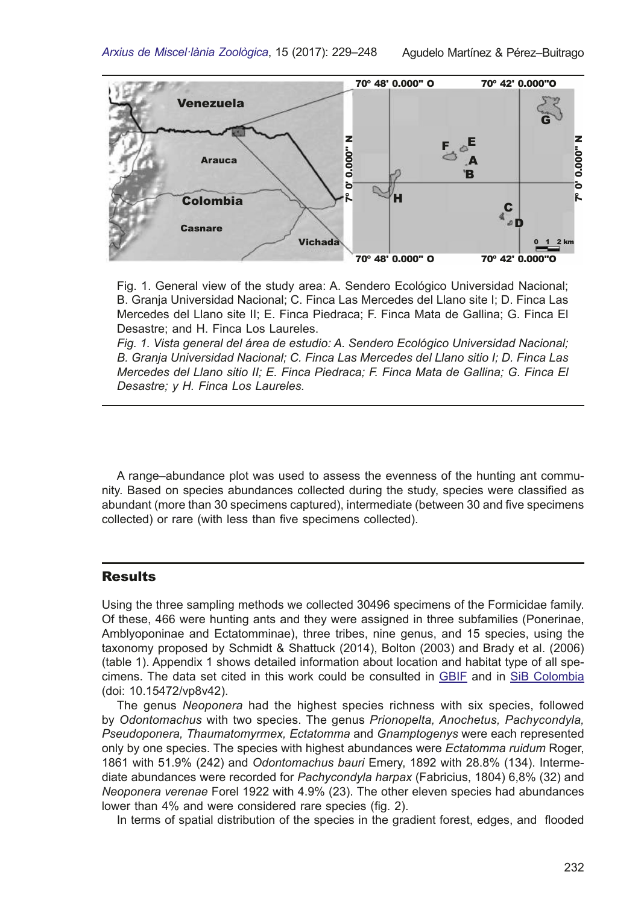Fig. 1. General view of the study area: A. Sendero Ecológico Universidad Nacional; B. Granja Universidad Nacional; C. Finca Las Mercedes del Llano site I; D. Finca Las Mercedes del Llano site II; E. Finca Piedraca; F. Finca Mata de Gallina; G. Finca El Desastre; and H. Finca Los Laureles.

*Fig. 1. Vista general del área de estudio: A. Sendero Ecológico Universidad Nacional; B. Granja Universidad Nacional; C. Finca Las Mercedes del Llano sitio I; D. Finca Las Mercedes del Llano sitio II; E. Finca Piedraca; F. Finca Mata de Gallina; G. Finca El Desastre; y H. Finca Los Laureles.*

A range–abundance plot was used to assess the evenness of the hunting ant community. Based on species abundances collected during the study, species were classified as abundant (more than 30 specimens captured), intermediate (between 30 and five specimens collected) or rare (with less than five specimens collected).

## Results

Using the three sampling methods we collected 30496 specimens of the Formicidae family. Of these, 466 were hunting ants and they were assigned in three subfamilies (Ponerinae, Amblyoponinae and Ectatomminae), three tribes, nine genus, and 15 species, using the taxonomy proposed by Schmidt & Shattuck (2014), Bolton (2003) and Brady et al. (2006) (table 1). Appendix 1 shows detailed information about location and habitat type of all specimens. The data set cited in this work could be consulted in GBIF and in SiB Colombia (doi: 10.15472/vp8v42).

The genus *Neoponera* had the highest species richness with six species, followed by *Odontomachus* with two species. The genus *Prionopelta, Anochetus, Pachycondyla, Pseudoponera, Thaumatomyrmex, Ectatomma* and *Gnamptogenys* were each represented only by one species. The species with highest abundances were *Ectatomma ruidum* Roger, 1861 with 51.9% (242) and *Odontomachus bauri* Emery, 1892 with 28.8% (134). Intermediate abundances were recorded for *Pachycondyla harpax* (Fabricius, 1804) 6,8% (32) and *Neoponera verenae* Forel 1922 with 4.9% (23). The other eleven species had abundances lower than 4% and were considered rare species (fig. 2).

In terms of spatial distribution of the species in the gradient forest, edges, and flooded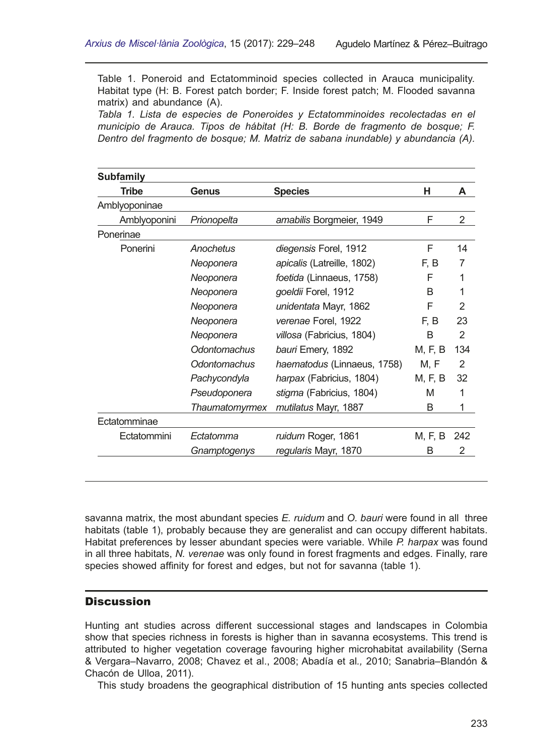Table 1. Poneroid and Ectatomminoid species collected in Arauca municipality. Habitat type (H: B. Forest patch border; F. Inside forest patch; M. Flooded savanna matrix) and abundance (A).

*Tabla 1. Lista de especies de Poneroides y Ectatomminoides recolectadas en el municipio de Arauca. Tipos de hábitat (H: B. Borde de fragmento de bosque; F. Dentro del fragmento de bosque; M. Matriz de sabana inundable) y abundancia (A).*

| Subfamily / Tribe | Genus | Species | H | A |
|---|---|---|---|---|
| **Amblyoponinae** | | | | |
| Amblyoponini | *Prionopelta* | *amabilis* Borgmeier, 1949 | F | 2 |
| **Ponerinae** | | | | |
| Ponerini | *Anochetus* | *diegensis* Forel, 1912 | F | 14 |
| | *Neoponera* | *apicalis* (Latreille, 1802) | F, B | 7 |
| | *Neoponera* | *foetida* (Linnaeus, 1758) | F | 1 |
| | *Neoponera* | *goeldii* Forel, 1912 | B | 1 |
| | *Neoponera* | *unidentata* Mayr, 1862 | F | 2 |
| | *Neoponera* | *verenae* Forel, 1922 | F, B | 23 |
| | *Neoponera* | *villosa* (Fabricius, 1804) | B | 2 |
| | *Odontomachus* | *bauri* Emery, 1892 | M, F, B | 134 |
| | *Odontomachus* | *haematodus* (Linnaeus, 1758) | M, F | 2 |
| | *Pachycondyla* | *harpax* (Fabricius, 1804) | M, F, B | 32 |
| | *Pseudoponera* | *stigma* (Fabricius, 1804) | M | 1 |
| | *Thaumatomyrmex* | *mutilatus* Mayr, 1887 | B | 1 |
| **Ectatomminae** | | | | |
| Ectatommini | *Ectatomma* | *ruidum* Roger, 1861 | M, F, B | 242 |
| | *Gnamptogenys* | *regularis* Mayr, 1870 | B | 2 |

savanna matrix, the most abundant species *E. ruidum* and *O. bauri* were found in all three habitats (table 1), probably because they are generalist and can occupy different habitats. Habitat preferences by lesser abundant species were variable. While *P. harpax* was found in all three habitats, *N. verenae* was only found in forest fragments and edges. Finally, rare species showed affinity for forest and edges, but not for savanna (table 1).

## Discussion

Hunting ant studies across different successional stages and landscapes in Colombia show that species richness in forests is higher than in savanna ecosystems. This trend is attributed to higher vegetation coverage favouring higher microhabitat availability (Serna & Vergara–Navarro, 2008; Chavez et al., 2008; Abadía et al*.,* 2010; Sanabria–Blandón & Chacón de Ulloa, 2011).

This study broadens the geographical distribution of 15 hunting ants species collected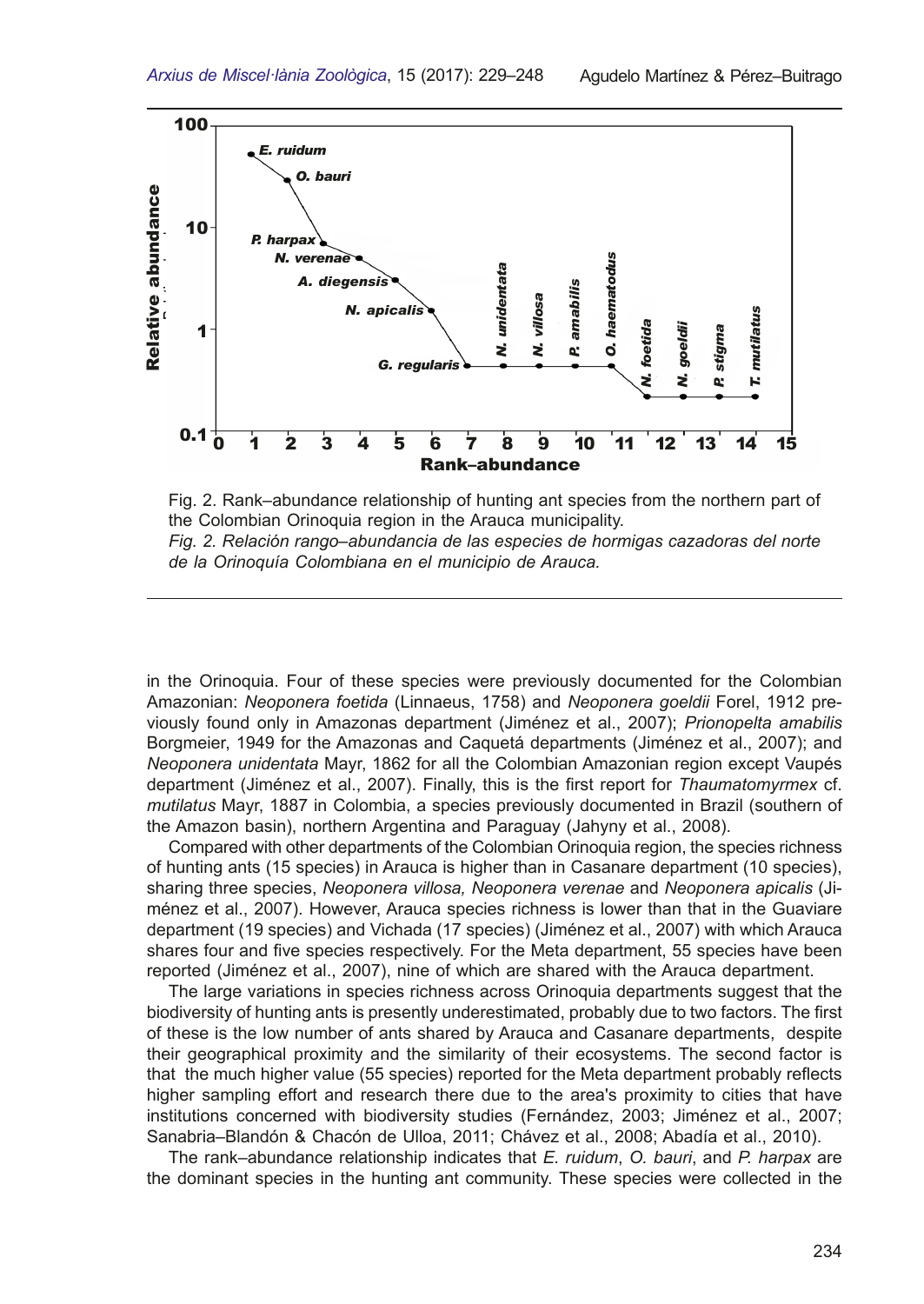Fig. 2. Rank–abundance relationship of hunting ant species from the northern part of the Colombian Orinoquia region in the Arauca municipality.
*Fig. 2. Relación rango–abundancia de las especies de hormigas cazadoras del norte de la Orinoquía Colombiana en el municipio de Arauca.*

in the Orinoquia. Four of these species were previously documented for the Colombian Amazonian: *Neoponera foetida* (Linnaeus, 1758) and *Neoponera goeldii* Forel, 1912 previously found only in Amazonas department (Jiménez et al., 2007); *Prionopelta amabilis* Borgmeier, 1949 for the Amazonas and Caquetá departments (Jiménez et al., 2007); and *Neoponera unidentata* Mayr, 1862 for all the Colombian Amazonian region except Vaupés department (Jiménez et al., 2007). Finally, this is the first report for *Thaumatomyrmex* cf. *mutilatus* Mayr, 1887 in Colombia, a species previously documented in Brazil (southern of the Amazon basin), northern Argentina and Paraguay (Jahyny et al., 2008).

Compared with other departments of the Colombian Orinoquia region, the species richness of hunting ants (15 species) in Arauca is higher than in Casanare department (10 species), sharing three species, *Neoponera villosa, Neoponera verenae* and *Neoponera apicalis* (Jiménez et al., 2007). However, Arauca species richness is lower than that in the Guaviare department (19 species) and Vichada (17 species) (Jiménez et al., 2007) with which Arauca shares four and five species respectively. For the Meta department, 55 species have been reported (Jiménez et al., 2007), nine of which are shared with the Arauca department.

The large variations in species richness across Orinoquia departments suggest that the biodiversity of hunting ants is presently underestimated, probably due to two factors. The first of these is the low number of ants shared by Arauca and Casanare departments, despite their geographical proximity and the similarity of their ecosystems. The second factor is that the much higher value (55 species) reported for the Meta department probably reflects higher sampling effort and research there due to the area's proximity to cities that have institutions concerned with biodiversity studies (Fernández, 2003; Jiménez et al., 2007; Sanabria–Blandón & Chacón de Ulloa, 2011; Chávez et al., 2008; Abadía et al., 2010).

The rank–abundance relationship indicates that *E. ruidum*, *O. bauri*, and *P. harpax* are the dominant species in the hunting ant community. These species were collected in the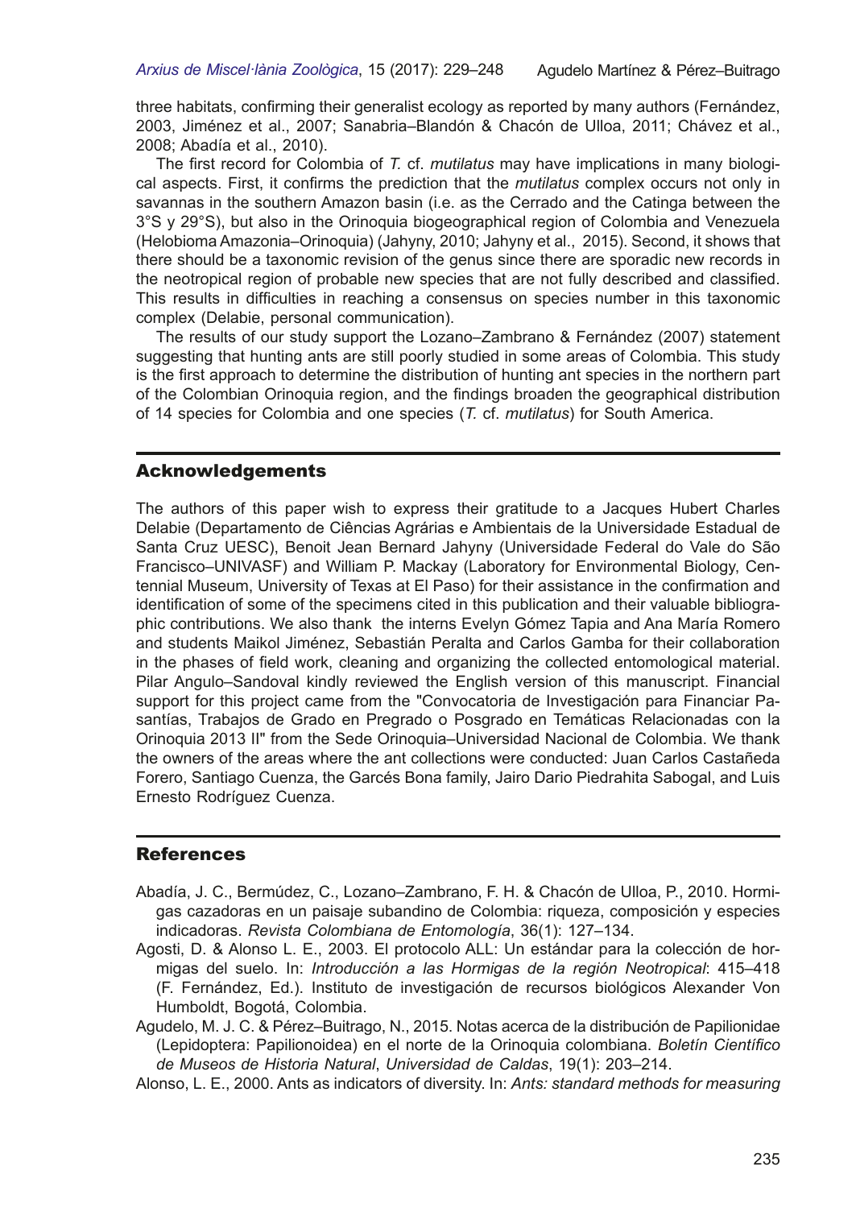three habitats, confirming their generalist ecology as reported by many authors (Fernández, 2003, Jiménez et al., 2007; Sanabria–Blandón & Chacón de Ulloa, 2011; Chávez et al., 2008; Abadía et al., 2010).

The first record for Colombia of *T.* cf. *mutilatus* may have implications in many biological aspects. First, it confirms the prediction that the *mutilatus* complex occurs not only in savannas in the southern Amazon basin (i.e. as the Cerrado and the Catinga between the 3°S y 29°S), but also in the Orinoquia biogeographical region of Colombia and Venezuela (Helobioma Amazonia–Orinoquia) (Jahyny, 2010; Jahyny et al., 2015). Second, it shows that there should be a taxonomic revision of the genus since there are sporadic new records in the neotropical region of probable new species that are not fully described and classified. This results in difficulties in reaching a consensus on species number in this taxonomic complex (Delabie, personal communication).

The results of our study support the Lozano–Zambrano & Fernández (2007) statement suggesting that hunting ants are still poorly studied in some areas of Colombia. This study is the first approach to determine the distribution of hunting ant species in the northern part of the Colombian Orinoquia region, and the findings broaden the geographical distribution of 14 species for Colombia and one species (*T.* cf. *mutilatus*) for South America.

## Acknowledgements

The authors of this paper wish to express their gratitude to a Jacques Hubert Charles Delabie (Departamento de Ciências Agrárias e Ambientais de la Universidade Estadual de Santa Cruz UESC), Benoit Jean Bernard Jahyny (Universidade Federal do Vale do São Francisco–UNIVASF) and William P. Mackay (Laboratory for Environmental Biology, Centennial Museum, University of Texas at El Paso) for their assistance in the confirmation and identification of some of the specimens cited in this publication and their valuable bibliographic contributions. We also thank the interns Evelyn Gómez Tapia and Ana María Romero and students Maikol Jiménez, Sebastián Peralta and Carlos Gamba for their collaboration in the phases of field work, cleaning and organizing the collected entomological material. Pilar Angulo–Sandoval kindly reviewed the English version of this manuscript. Financial support for this project came from the "Convocatoria de Investigación para Financiar Pasantías, Trabajos de Grado en Pregrado o Posgrado en Temáticas Relacionadas con la Orinoquia 2013 II" from the Sede Orinoquia–Universidad Nacional de Colombia. We thank the owners of the areas where the ant collections were conducted: Juan Carlos Castañeda Forero, Santiago Cuenza, the Garcés Bona family, Jairo Dario Piedrahita Sabogal, and Luis Ernesto Rodríguez Cuenza.

## References

Abadía, J. C., Bermúdez, C., Lozano–Zambrano, F. H. & Chacón de Ulloa, P., 2010. Hormigas cazadoras en un paisaje subandino de Colombia: riqueza, composición y especies indicadoras. *Revista Colombiana de Entomología*, 36(1): 127–134.

Agosti, D. & Alonso L. E., 2003. El protocolo ALL: Un estándar para la colección de hormigas del suelo. In: *Introducción a las Hormigas de la región Neotropical*: 415–418 (F. Fernández, Ed.). Instituto de investigación de recursos biológicos Alexander Von Humboldt, Bogotá, Colombia.

Agudelo, M. J. C. & Pérez–Buitrago, N., 2015. Notas acerca de la distribución de Papilionidae (Lepidoptera: Papilionoidea) en el norte de la Orinoquia colombiana. *Boletín Científico de Museos de Historia Natural, Universidad de Caldas*, 19(1): 203–214.

Alonso, L. E., 2000. Ants as indicators of diversity. In: *Ants: standard methods for measuring*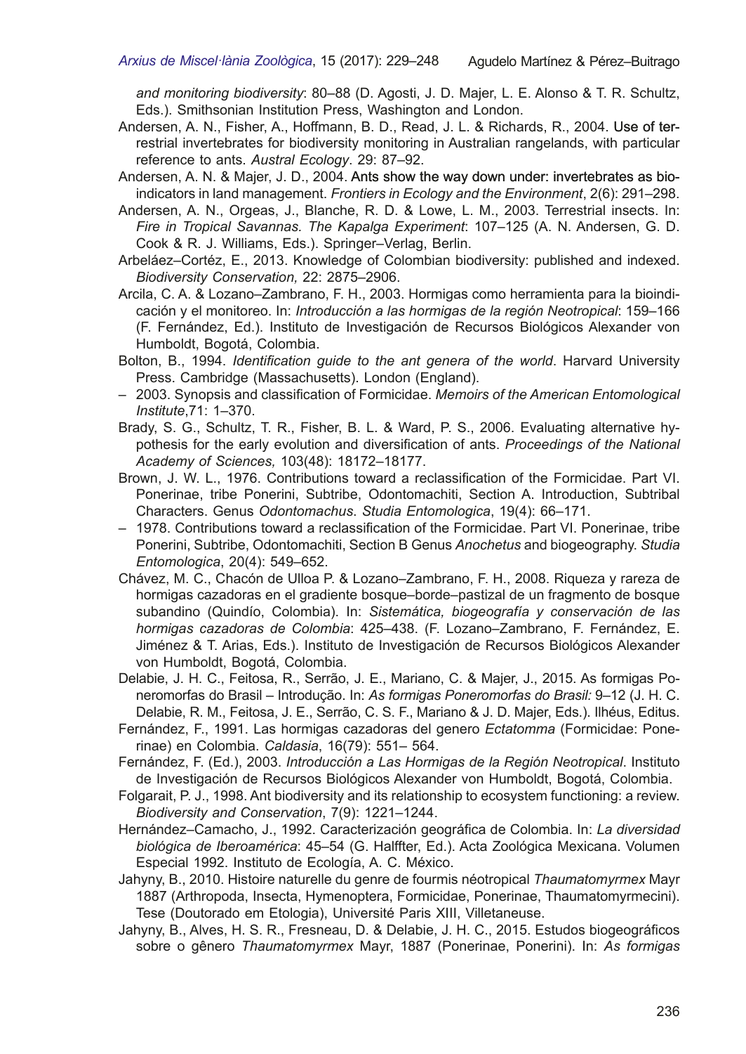*and monitoring biodiversity*: 80–88 (D. Agosti, J. D. Majer, L. E. Alonso & T. R. Schultz, Eds.). Smithsonian Institution Press, Washington and London.

Andersen, A. N., Fisher, A., Hoffmann, B. D., Read, J. L. & Richards, R., 2004. Use of terrestrial invertebrates for biodiversity monitoring in Australian rangelands, with particular reference to ants. *Austral Ecology*. 29: 87–92.

Andersen, A. N. & Majer, J. D., 2004. Ants show the way down under: invertebrates as bioindicators in land management. *Frontiers in Ecology and the Environment*, 2(6): 291–298.

Andersen, A. N., Orgeas, J., Blanche, R. D. & Lowe, L. M., 2003. Terrestrial insects. In: *Fire in Tropical Savannas. The Kapalga Experiment*: 107–125 (A. N. Andersen, G. D. Cook & R. J. Williams, Eds.). Springer–Verlag, Berlin.

Arbeláez–Cortéz, E., 2013. Knowledge of Colombian biodiversity: published and indexed. *Biodiversity Conservation,* 22: 2875–2906.

Arcila, C. A. & Lozano–Zambrano, F. H., 2003. Hormigas como herramienta para la bioindicación y el monitoreo. In: *Introducción a las hormigas de la región Neotropical*: 159–166 (F. Fernández, Ed.). Instituto de Investigación de Recursos Biológicos Alexander von Humboldt, Bogotá, Colombia.

Bolton, B., 1994. *Identification guide to the ant genera of the world*. Harvard University Press. Cambridge (Massachusetts). London (England).

– 2003. Synopsis and classification of Formicidae. *Memoirs of the American Entomological Institute*,71: 1–370.

Brady, S. G., Schultz, T. R., Fisher, B. L. & Ward, P. S., 2006. Evaluating alternative hypothesis for the early evolution and diversification of ants. *Proceedings of the National Academy of Sciences,* 103(48): 18172–18177.

Brown, J. W. L., 1976. Contributions toward a reclassification of the Formicidae. Part VI. Ponerinae, tribe Ponerini, Subtribe, Odontomachiti, Section A. Introduction, Subtribal Characters. Genus *Odontomachus*. *Studia Entomologica*, 19(4): 66–171.

– 1978. Contributions toward a reclassification of the Formicidae. Part VI. Ponerinae, tribe Ponerini, Subtribe, Odontomachiti, Section B Genus *Anochetus* and biogeography. *Studia Entomologica*, 20(4): 549–652.

Chávez, M. C., Chacón de Ulloa P. & Lozano–Zambrano, F. H., 2008. Riqueza y rareza de hormigas cazadoras en el gradiente bosque–borde–pastizal de un fragmento de bosque subandino (Quindío, Colombia). In: *Sistemática, biogeografía y conservación de las hormigas cazadoras de Colombia*: 425–438. (F. Lozano–Zambrano, F. Fernández, E. Jiménez & T. Arias, Eds.). Instituto de Investigación de Recursos Biológicos Alexander von Humboldt, Bogotá, Colombia.

Delabie, J. H. C., Feitosa, R., Serrão, J. E., Mariano, C. & Majer, J., 2015. As formigas Poneromorfas do Brasil – Introdução. In: *As formigas Poneromorfas do Brasil:* 9–12 (J. H. C. Delabie, R. M., Feitosa, J. E., Serrão, C. S. F., Mariano & J. D. Majer, Eds.). Ilhéus, Editus.

Fernández, F., 1991. Las hormigas cazadoras del genero *Ectatomma* (Formicidae: Ponerinae) en Colombia. *Caldasia*, 16(79): 551– 564.

Fernández, F. (Ed.), 2003. *Introducción a Las Hormigas de la Región Neotropical*. Instituto de Investigación de Recursos Biológicos Alexander von Humboldt, Bogotá, Colombia.

Folgarait, P. J., 1998. Ant biodiversity and its relationship to ecosystem functioning: a review. *Biodiversity and Conservation*, 7(9): 1221–1244.

Hernández–Camacho, J., 1992. Caracterización geográfica de Colombia. In: *La diversidad biológica de Iberoamérica*: 45–54 (G. Halffter, Ed.). Acta Zoológica Mexicana. Volumen Especial 1992. Instituto de Ecología, A. C. México.

Jahyny, B., 2010. Histoire naturelle du genre de fourmis néotropical *Thaumatomyrmex* Mayr 1887 (Arthropoda, Insecta, Hymenoptera, Formicidae, Ponerinae, Thaumatomyrmecini). Tese (Doutorado em Etologia), Université Paris XIII, Villetaneuse.

Jahyny, B., Alves, H. S. R., Fresneau, D. & Delabie, J. H. C., 2015. Estudos biogeográficos sobre o gênero *Thaumatomyrmex* Mayr, 1887 (Ponerinae, Ponerini). In: *As formigas*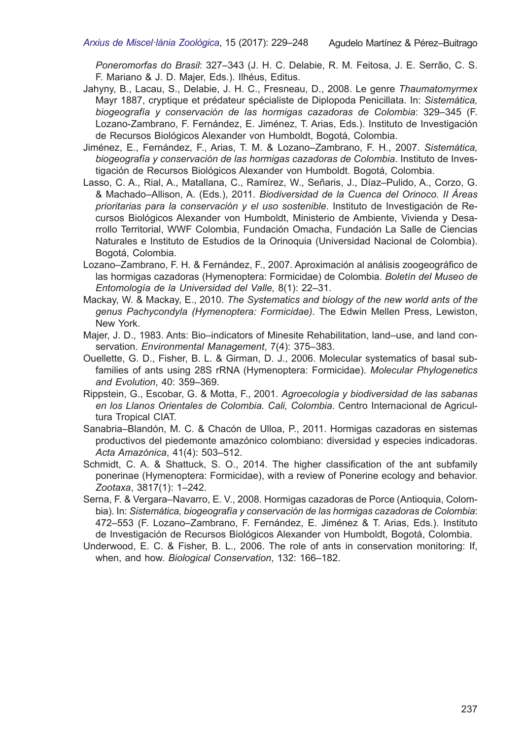*Poneromorfas do Brasil*: 327–343 (J. H. C. Delabie, R. M. Feitosa, J. E. Serrão, C. S. F. Mariano & J. D. Majer, Eds.). Ilhéus, Editus.

Jahyny, B., Lacau, S., Delabie, J. H. C., Fresneau, D., 2008. Le genre *Thaumatomyrmex* Mayr 1887, cryptique et prédateur spécialiste de Diplopoda Penicillata. In: *Sistemática, biogeografía y conservación de las hormigas cazadoras de Colombia*: 329–345 (F. Lozano-Zambrano, F. Fernández, E. Jiménez, T. Arias, Eds.). Instituto de Investigación de Recursos Biológicos Alexander von Humboldt, Bogotá, Colombia.

Jiménez, E., Fernández, F., Arias, T. M. & Lozano–Zambrano, F. H., 2007. *Sistemática, biogeografía y conservación de las hormigas cazadoras de Colombia*. Instituto de Investigación de Recursos Biológicos Alexander von Humboldt. Bogotá, Colombia.

Lasso, C. A., Rial, A., Matallana, C., Ramírez, W., Señaris, J., Díaz–Pulido, A., Corzo, G. & Machado–Allison, A. (Eds.), 2011. *Biodiversidad de la Cuenca del Orinoco. II Áreas prioritarias para la conservación y el uso sostenible*. Instituto de Investigación de Recursos Biológicos Alexander von Humboldt, Ministerio de Ambiente, Vivienda y Desarrollo Territorial, WWF Colombia, Fundación Omacha, Fundación La Salle de Ciencias Naturales e Instituto de Estudios de la Orinoquia (Universidad Nacional de Colombia). Bogotá, Colombia.

Lozano–Zambrano, F. H. & Fernández, F., 2007. Aproximación al análisis zoogeográfico de las hormigas cazadoras (Hymenoptera: Formicidae) de Colombia. *Boletín del Museo de Entomología de la Universidad del Valle,* 8(1): 22–31.

Mackay, W. & Mackay, E., 2010. *The Systematics and biology of the new world ants of the genus Pachycondyla (Hymenoptera: Formicidae)*. The Edwin Mellen Press, Lewiston, New York.

Majer, J. D., 1983. Ants: Bio–indicators of Minesite Rehabilitation, land–use, and land conservation. *Environmental Management*, 7(4): 375–383.

Ouellette, G. D., Fisher, B. L. & Girman, D. J., 2006. Molecular systematics of basal subfamilies of ants using 28S rRNA (Hymenoptera: Formicidae). *Molecular Phylogenetics and Evolution*, 40: 359–369.

Rippstein, G., Escobar, G. & Motta, F., 2001. *Agroecología y biodiversidad de las sabanas en los Llanos Orientales de Colombia. Cali, Colombia*. Centro Internacional de Agricultura Tropical CIAT.

Sanabria–Blandón, M. C. & Chacón de Ulloa, P., 2011. Hormigas cazadoras en sistemas productivos del piedemonte amazónico colombiano: diversidad y especies indicadoras. *Acta Amazónica*, 41(4): 503–512.

Schmidt, C. A. & Shattuck, S. O., 2014. The higher classification of the ant subfamily ponerinae (Hymenoptera: Formicidae), with a review of Ponerine ecology and behavior. *Zootaxa*, 3817(1): 1–242.

Serna, F. & Vergara–Navarro, E. V., 2008. Hormigas cazadoras de Porce (Antioquia, Colombia). In: *Sistemática, biogeografía y conservación de las hormigas cazadoras de Colombia*: 472–553 (F. Lozano–Zambrano, F. Fernández, E. Jiménez & T. Arias, Eds.). Instituto de Investigación de Recursos Biológicos Alexander von Humboldt, Bogotá, Colombia.

Underwood, E. C. & Fisher, B. L., 2006. The role of ants in conservation monitoring: If, when, and how. *Biological Conservation*, 132: 166–182.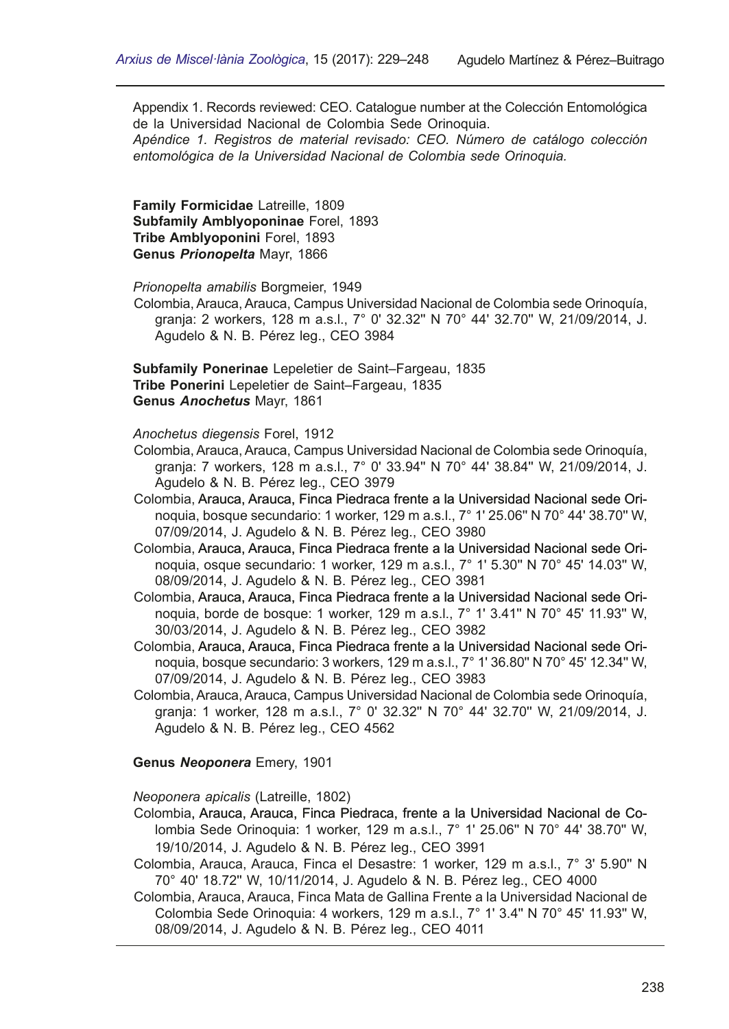Appendix 1. Records reviewed: CEO. Catalogue number at the Colección Entomológica de la Universidad Nacional de Colombia Sede Orinoquia.
*Apéndice 1. Registros de material revisado: CEO. Número de catálogo colección entomológica de la Universidad Nacional de Colombia sede Orinoquia.*

**Family Formicidae** Latreille, 1809
**Subfamily Amblyoponinae** Forel, 1893
**Tribe Amblyoponini** Forel, 1893
**Genus *Prionopelta*** Mayr, 1866

*Prionopelta amabilis* Borgmeier, 1949
Colombia, Arauca, Arauca, Campus Universidad Nacional de Colombia sede Orinoquía, granja: 2 workers, 128 m a.s.l., 7° 0' 32.32" N 70° 44' 32.70" W, 21/09/2014, J. Agudelo & N. B. Pérez leg., CEO 3984

**Subfamily Ponerinae** Lepeletier de Saint–Fargeau, 1835
**Tribe Ponerini** Lepeletier de Saint–Fargeau, 1835
**Genus *Anochetus*** Mayr, 1861

*Anochetus diegensis* Forel, 1912
Colombia, Arauca, Arauca, Campus Universidad Nacional de Colombia sede Orinoquía, granja: 7 workers, 128 m a.s.l., 7° 0' 33.94" N 70° 44' 38.84" W, 21/09/2014, J. Agudelo & N. B. Pérez leg., CEO 3979
Colombia, Arauca, Arauca, Finca Piedraca frente a la Universidad Nacional sede Orinoquia, bosque secundario: 1 worker, 129 m a.s.l., 7° 1' 25.06" N 70° 44' 38.70" W, 07/09/2014, J. Agudelo & N. B. Pérez leg., CEO 3980
Colombia, Arauca, Arauca, Finca Piedraca frente a la Universidad Nacional sede Orinoquia, osque secundario: 1 worker, 129 m a.s.l., 7° 1' 5.30" N 70° 45' 14.03" W, 08/09/2014, J. Agudelo & N. B. Pérez leg., CEO 3981
Colombia, Arauca, Arauca, Finca Piedraca frente a la Universidad Nacional sede Orinoquia, borde de bosque: 1 worker, 129 m a.s.l., 7° 1' 3.41" N 70° 45' 11.93" W, 30/03/2014, J. Agudelo & N. B. Pérez leg., CEO 3982
Colombia, Arauca, Arauca, Finca Piedraca frente a la Universidad Nacional sede Orinoquia, bosque secundario: 3 workers, 129 m a.s.l., 7° 1' 36.80" N 70° 45' 12.34" W, 07/09/2014, J. Agudelo & N. B. Pérez leg., CEO 3983
Colombia, Arauca, Arauca, Campus Universidad Nacional de Colombia sede Orinoquía, granja: 1 worker, 128 m a.s.l., 7° 0' 32.32" N 70° 44' 32.70" W, 21/09/2014, J. Agudelo & N. B. Pérez leg., CEO 4562

**Genus *Neoponera*** Emery, 1901

*Neoponera apicalis* (Latreille, 1802)
Colombia, Arauca, Arauca, Finca Piedraca, frente a la Universidad Nacional de Colombia Sede Orinoquia: 1 worker, 129 m a.s.l., 7° 1' 25.06" N 70° 44' 38.70" W, 19/10/2014, J. Agudelo & N. B. Pérez leg., CEO 3991
Colombia, Arauca, Arauca, Finca el Desastre: 1 worker, 129 m a.s.l., 7° 3' 5.90" N 70° 40' 18.72" W, 10/11/2014, J. Agudelo & N. B. Pérez leg., CEO 4000
Colombia, Arauca, Arauca, Finca Mata de Gallina Frente a la Universidad Nacional de Colombia Sede Orinoquia: 4 workers, 129 m a.s.l., 7° 1' 3.4" N 70° 45' 11.93" W, 08/09/2014, J. Agudelo & N. B. Pérez leg., CEO 4011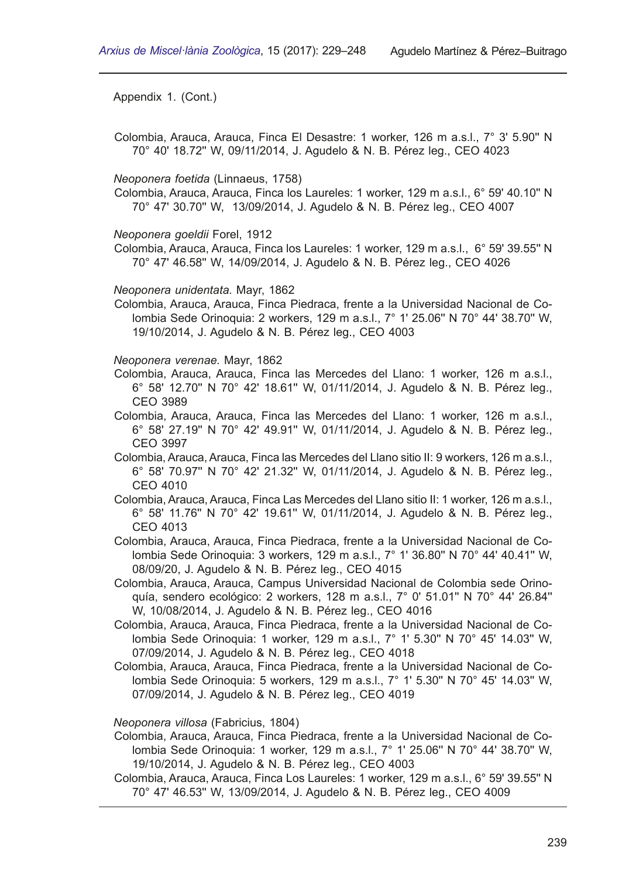Appendix 1. (Cont.)

Colombia, Arauca, Arauca, Finca El Desastre: 1 worker, 126 m a.s.l., 7° 3' 5.90'' N 70° 40' 18.72'' W, 09/11/2014, J. Agudelo & N. B. Pérez leg., CEO 4023

*Neoponera foetida* (Linnaeus, 1758)

Colombia, Arauca, Arauca, Finca los Laureles: 1 worker, 129 m a.s.l., 6° 59' 40.10'' N 70° 47' 30.70'' W, 13/09/2014, J. Agudelo & N. B. Pérez leg., CEO 4007

*Neoponera goeldii* Forel, 1912

Colombia, Arauca, Arauca, Finca los Laureles: 1 worker, 129 m a.s.l., 6° 59' 39.55'' N 70° 47' 46.58'' W, 14/09/2014, J. Agudelo & N. B. Pérez leg., CEO 4026

*Neoponera unidentata.* Mayr, 1862

Colombia, Arauca, Arauca, Finca Piedraca, frente a la Universidad Nacional de Colombia Sede Orinoquia: 2 workers, 129 m a.s.l., 7° 1' 25.06'' N 70° 44' 38.70'' W, 19/10/2014, J. Agudelo & N. B. Pérez leg., CEO 4003

*Neoponera verenae.* Mayr, 1862

Colombia, Arauca, Arauca, Finca las Mercedes del Llano: 1 worker, 126 m a.s.l., 6° 58' 12.70'' N 70° 42' 18.61'' W, 01/11/2014, J. Agudelo & N. B. Pérez leg., CEO 3989

Colombia, Arauca, Arauca, Finca las Mercedes del Llano: 1 worker, 126 m a.s.l., 6° 58' 27.19'' N 70° 42' 49.91'' W, 01/11/2014, J. Agudelo & N. B. Pérez leg., CEO 3997

Colombia, Arauca, Arauca, Finca las Mercedes del Llano sitio II: 9 workers, 126 m a.s.l., 6° 58' 70.97'' N 70° 42' 21.32'' W, 01/11/2014, J. Agudelo & N. B. Pérez leg., CEO 4010

Colombia, Arauca, Arauca, Finca Las Mercedes del Llano sitio II: 1 worker, 126 m a.s.l., 6° 58' 11.76'' N 70° 42' 19.61'' W, 01/11/2014, J. Agudelo & N. B. Pérez leg., CEO 4013

Colombia, Arauca, Arauca, Finca Piedraca, frente a la Universidad Nacional de Colombia Sede Orinoquia: 3 workers, 129 m a.s.l., 7° 1' 36.80'' N 70° 44' 40.41'' W, 08/09/20, J. Agudelo & N. B. Pérez leg., CEO 4015

Colombia, Arauca, Arauca, Campus Universidad Nacional de Colombia sede Orinoquía, sendero ecológico: 2 workers, 128 m a.s.l., 7° 0' 51.01'' N 70° 44' 26.84'' W, 10/08/2014, J. Agudelo & N. B. Pérez leg., CEO 4016

Colombia, Arauca, Arauca, Finca Piedraca, frente a la Universidad Nacional de Colombia Sede Orinoquia: 1 worker, 129 m a.s.l., 7° 1' 5.30'' N 70° 45' 14.03'' W, 07/09/2014, J. Agudelo & N. B. Pérez leg., CEO 4018

Colombia, Arauca, Arauca, Finca Piedraca, frente a la Universidad Nacional de Colombia Sede Orinoquia: 5 workers, 129 m a.s.l., 7° 1' 5.30'' N 70° 45' 14.03'' W, 07/09/2014, J. Agudelo & N. B. Pérez leg., CEO 4019

*Neoponera villosa* (Fabricius, 1804)

Colombia, Arauca, Arauca, Finca Piedraca, frente a la Universidad Nacional de Colombia Sede Orinoquia: 1 worker, 129 m a.s.l., 7° 1' 25.06'' N 70° 44' 38.70'' W, 19/10/2014, J. Agudelo & N. B. Pérez leg., CEO 4003

Colombia, Arauca, Arauca, Finca Los Laureles: 1 worker, 129 m a.s.l., 6° 59' 39.55'' N 70° 47' 46.53'' W, 13/09/2014, J. Agudelo & N. B. Pérez leg., CEO 4009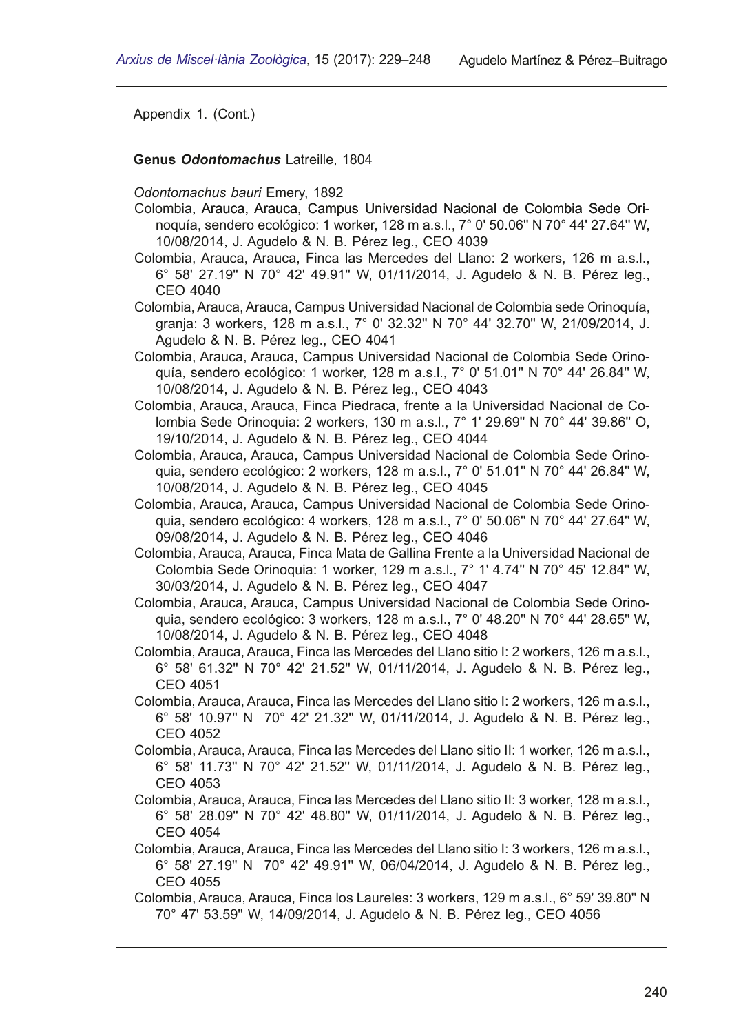Appendix 1. (Cont.)

**Genus *Odontomachus*** Latreille, 1804

*Odontomachus bauri* Emery, 1892

Colombia, Arauca, Arauca, Campus Universidad Nacional de Colombia Sede Orinoquía, sendero ecológico: 1 worker, 128 m a.s.l., 7° 0' 50.06'' N 70° 44' 27.64'' W, 10/08/2014, J. Agudelo & N. B. Pérez leg., CEO 4039

Colombia, Arauca, Arauca, Finca las Mercedes del Llano: 2 workers, 126 m a.s.l., 6° 58' 27.19'' N 70° 42' 49.91'' W, 01/11/2014, J. Agudelo & N. B. Pérez leg., CEO 4040

Colombia, Arauca, Arauca, Campus Universidad Nacional de Colombia sede Orinoquía, granja: 3 workers, 128 m a.s.l., 7° 0' 32.32'' N 70° 44' 32.70'' W, 21/09/2014, J. Agudelo & N. B. Pérez leg., CEO 4041

Colombia, Arauca, Arauca, Campus Universidad Nacional de Colombia Sede Orinoquía, sendero ecológico: 1 worker, 128 m a.s.l., 7° 0' 51.01'' N 70° 44' 26.84'' W, 10/08/2014, J. Agudelo & N. B. Pérez leg., CEO 4043

Colombia, Arauca, Arauca, Finca Piedraca, frente a la Universidad Nacional de Colombia Sede Orinoquia: 2 workers, 130 m a.s.l., 7° 1' 29.69'' N 70° 44' 39.86'' O, 19/10/2014, J. Agudelo & N. B. Pérez leg., CEO 4044

Colombia, Arauca, Arauca, Campus Universidad Nacional de Colombia Sede Orinoquia, sendero ecológico: 2 workers, 128 m a.s.l., 7° 0' 51.01'' N 70° 44' 26.84'' W, 10/08/2014, J. Agudelo & N. B. Pérez leg., CEO 4045

Colombia, Arauca, Arauca, Campus Universidad Nacional de Colombia Sede Orinoquia, sendero ecológico: 4 workers, 128 m a.s.l., 7° 0' 50.06'' N 70° 44' 27.64'' W, 09/08/2014, J. Agudelo & N. B. Pérez leg., CEO 4046

Colombia, Arauca, Arauca, Finca Mata de Gallina Frente a la Universidad Nacional de Colombia Sede Orinoquia: 1 worker, 129 m a.s.l., 7° 1' 4.74'' N 70° 45' 12.84'' W, 30/03/2014, J. Agudelo & N. B. Pérez leg., CEO 4047

Colombia, Arauca, Arauca, Campus Universidad Nacional de Colombia Sede Orinoquia, sendero ecológico: 3 workers, 128 m a.s.l., 7° 0' 48.20'' N 70° 44' 28.65'' W, 10/08/2014, J. Agudelo & N. B. Pérez leg., CEO 4048

Colombia, Arauca, Arauca, Finca las Mercedes del Llano sitio I: 2 workers, 126 m a.s.l., 6° 58' 61.32'' N 70° 42' 21.52'' W, 01/11/2014, J. Agudelo & N. B. Pérez leg., CEO 4051

Colombia, Arauca, Arauca, Finca las Mercedes del Llano sitio I: 2 workers, 126 m a.s.l., 6° 58' 10.97'' N 70° 42' 21.32'' W, 01/11/2014, J. Agudelo & N. B. Pérez leg., CEO 4052

Colombia, Arauca, Arauca, Finca las Mercedes del Llano sitio II: 1 worker, 126 m a.s.l., 6° 58' 11.73'' N 70° 42' 21.52'' W, 01/11/2014, J. Agudelo & N. B. Pérez leg., CEO 4053

Colombia, Arauca, Arauca, Finca las Mercedes del Llano sitio II: 3 worker, 128 m a.s.l., 6° 58' 28.09'' N 70° 42' 48.80'' W, 01/11/2014, J. Agudelo & N. B. Pérez leg., CEO 4054

Colombia, Arauca, Arauca, Finca las Mercedes del Llano sitio I: 3 workers, 126 m a.s.l., 6° 58' 27.19'' N 70° 42' 49.91'' W, 06/04/2014, J. Agudelo & N. B. Pérez leg., CEO 4055

Colombia, Arauca, Arauca, Finca los Laureles: 3 workers, 129 m a.s.l., 6° 59' 39.80'' N 70° 47' 53.59'' W, 14/09/2014, J. Agudelo & N. B. Pérez leg., CEO 4056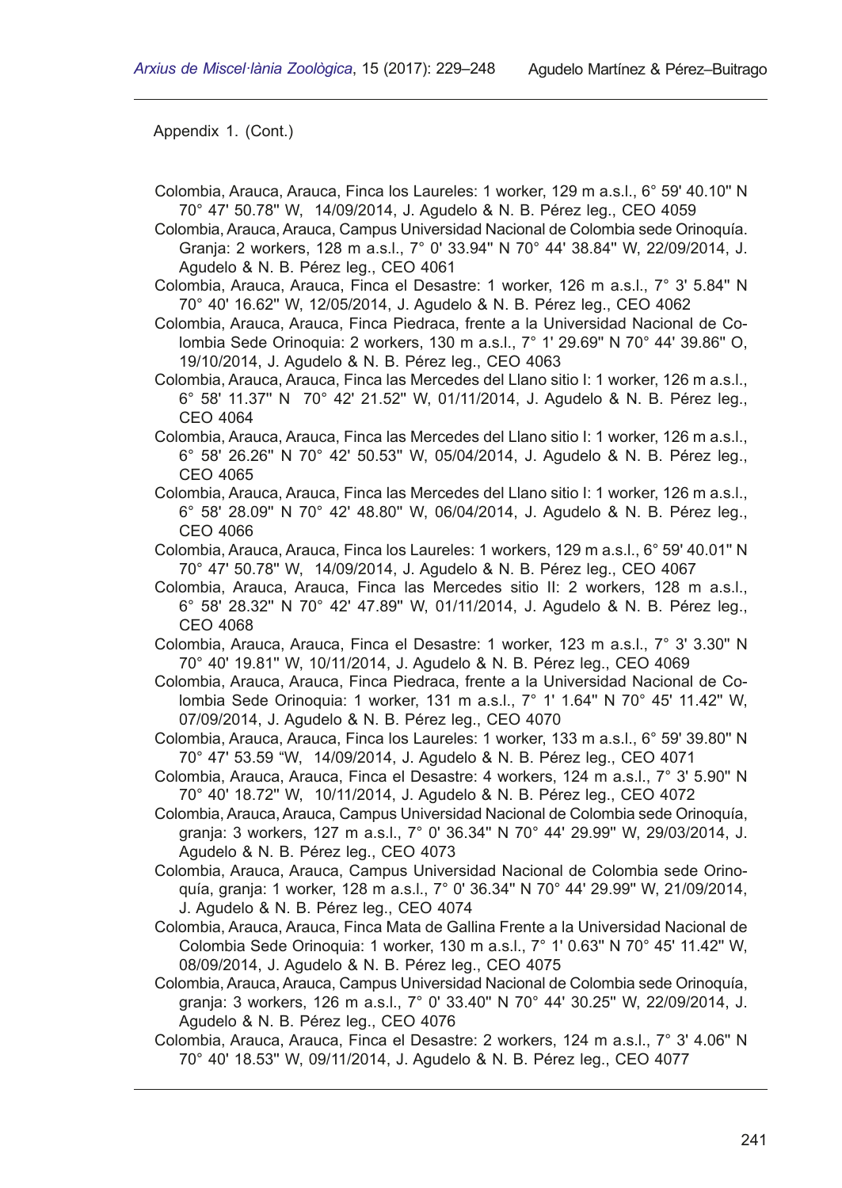Appendix 1. (Cont.)

Colombia, Arauca, Arauca, Finca los Laureles: 1 worker, 129 m a.s.l., 6° 59' 40.10'' N 70° 47' 50.78'' W, 14/09/2014, J. Agudelo & N. B. Pérez leg., CEO 4059

Colombia, Arauca, Arauca, Campus Universidad Nacional de Colombia sede Orinoquía. Granja: 2 workers, 128 m a.s.l., 7° 0' 33.94'' N 70° 44' 38.84'' W, 22/09/2014, J. Agudelo & N. B. Pérez leg., CEO 4061

Colombia, Arauca, Arauca, Finca el Desastre: 1 worker, 126 m a.s.l., 7° 3' 5.84'' N 70° 40' 16.62'' W, 12/05/2014, J. Agudelo & N. B. Pérez leg., CEO 4062

Colombia, Arauca, Arauca, Finca Piedraca, frente a la Universidad Nacional de Colombia Sede Orinoquia: 2 workers, 130 m a.s.l., 7° 1' 29.69'' N 70° 44' 39.86'' O, 19/10/2014, J. Agudelo & N. B. Pérez leg., CEO 4063

Colombia, Arauca, Arauca, Finca las Mercedes del Llano sitio I: 1 worker, 126 m a.s.l., 6° 58' 11.37'' N 70° 42' 21.52'' W, 01/11/2014, J. Agudelo & N. B. Pérez leg., CEO 4064

Colombia, Arauca, Arauca, Finca las Mercedes del Llano sitio I: 1 worker, 126 m a.s.l., 6° 58' 26.26'' N 70° 42' 50.53'' W, 05/04/2014, J. Agudelo & N. B. Pérez leg., CEO 4065

Colombia, Arauca, Arauca, Finca las Mercedes del Llano sitio I: 1 worker, 126 m a.s.l., 6° 58' 28.09'' N 70° 42' 48.80'' W, 06/04/2014, J. Agudelo & N. B. Pérez leg., CEO 4066

Colombia, Arauca, Arauca, Finca los Laureles: 1 workers, 129 m a.s.l., 6° 59' 40.01'' N 70° 47' 50.78'' W, 14/09/2014, J. Agudelo & N. B. Pérez leg., CEO 4067

Colombia, Arauca, Arauca, Finca las Mercedes sitio II: 2 workers, 128 m a.s.l., 6° 58' 28.32'' N 70° 42' 47.89'' W, 01/11/2014, J. Agudelo & N. B. Pérez leg., CEO 4068

Colombia, Arauca, Arauca, Finca el Desastre: 1 worker, 123 m a.s.l., 7° 3' 3.30'' N 70° 40' 19.81'' W, 10/11/2014, J. Agudelo & N. B. Pérez leg., CEO 4069

Colombia, Arauca, Arauca, Finca Piedraca, frente a la Universidad Nacional de Colombia Sede Orinoquia: 1 worker, 131 m a.s.l., 7° 1' 1.64'' N 70° 45' 11.42'' W, 07/09/2014, J. Agudelo & N. B. Pérez leg., CEO 4070

Colombia, Arauca, Arauca, Finca los Laureles: 1 worker, 133 m a.s.l., 6° 59' 39.80'' N 70° 47' 53.59 "W, 14/09/2014, J. Agudelo & N. B. Pérez leg., CEO 4071

Colombia, Arauca, Arauca, Finca el Desastre: 4 workers, 124 m a.s.l., 7° 3' 5.90'' N 70° 40' 18.72'' W, 10/11/2014, J. Agudelo & N. B. Pérez leg., CEO 4072

Colombia, Arauca, Arauca, Campus Universidad Nacional de Colombia sede Orinoquía, granja: 3 workers, 127 m a.s.l., 7° 0' 36.34'' N 70° 44' 29.99'' W, 29/03/2014, J. Agudelo & N. B. Pérez leg., CEO 4073

Colombia, Arauca, Arauca, Campus Universidad Nacional de Colombia sede Orinoquía, granja: 1 worker, 128 m a.s.l., 7° 0' 36.34'' N 70° 44' 29.99'' W, 21/09/2014, J. Agudelo & N. B. Pérez leg., CEO 4074

Colombia, Arauca, Arauca, Finca Mata de Gallina Frente a la Universidad Nacional de Colombia Sede Orinoquia: 1 worker, 130 m a.s.l., 7° 1' 0.63'' N 70° 45' 11.42'' W, 08/09/2014, J. Agudelo & N. B. Pérez leg., CEO 4075

Colombia, Arauca, Arauca, Campus Universidad Nacional de Colombia sede Orinoquía, granja: 3 workers, 126 m a.s.l., 7° 0' 33.40'' N 70° 44' 30.25'' W, 22/09/2014, J. Agudelo & N. B. Pérez leg., CEO 4076

Colombia, Arauca, Arauca, Finca el Desastre: 2 workers, 124 m a.s.l., 7° 3' 4.06'' N 70° 40' 18.53'' W, 09/11/2014, J. Agudelo & N. B. Pérez leg., CEO 4077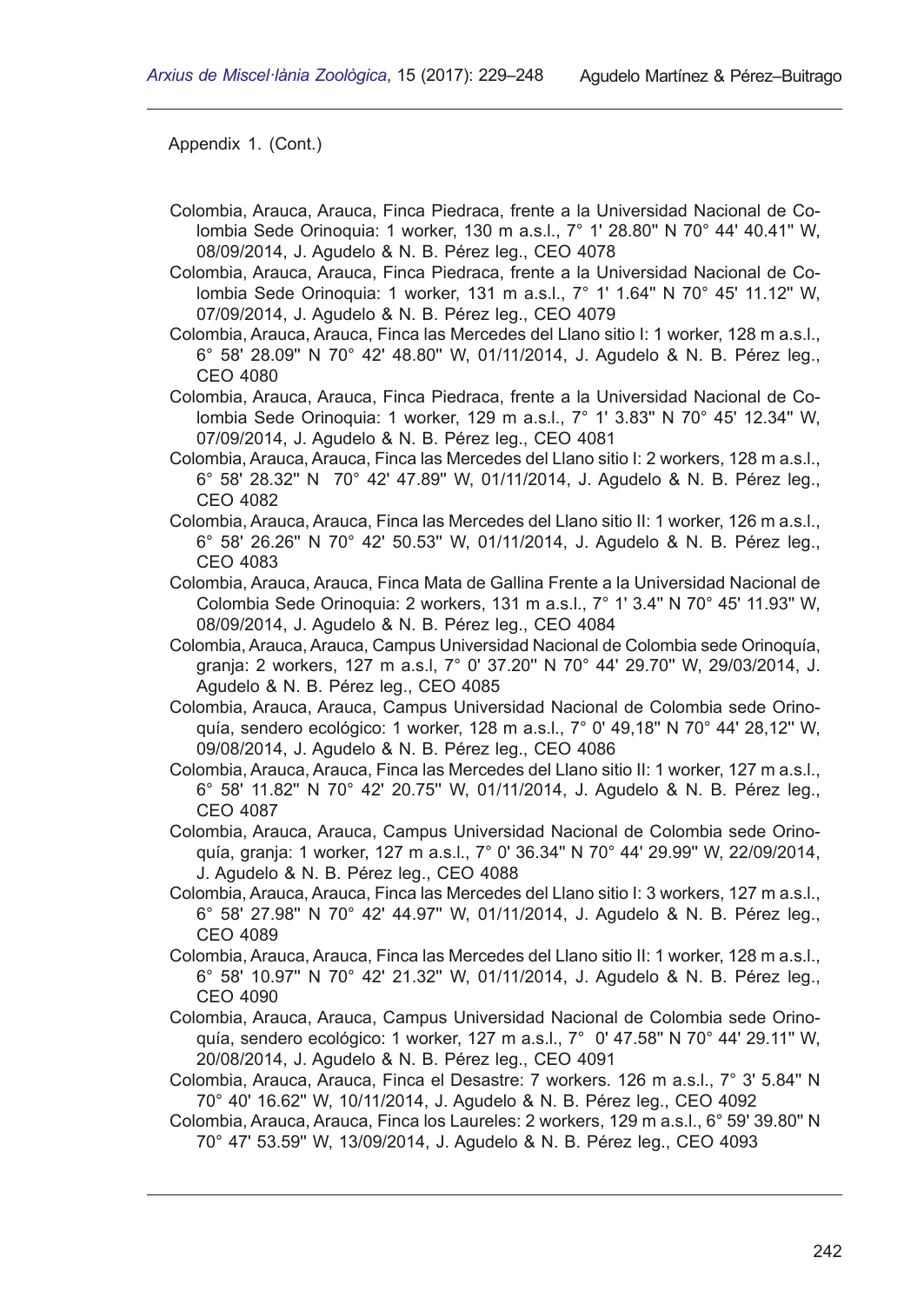Appendix 1. (Cont.)

Colombia, Arauca, Arauca, Finca Piedraca, frente a la Universidad Nacional de Colombia Sede Orinoquia: 1 worker, 130 m a.s.l., 7° 1' 28.80'' N 70° 44' 40.41'' W, 08/09/2014, J. Agudelo & N. B. Pérez leg., CEO 4078

Colombia, Arauca, Arauca, Finca Piedraca, frente a la Universidad Nacional de Colombia Sede Orinoquia: 1 worker, 131 m a.s.l., 7° 1' 1.64'' N 70° 45' 11.12'' W, 07/09/2014, J. Agudelo & N. B. Pérez leg., CEO 4079

Colombia, Arauca, Arauca, Finca las Mercedes del Llano sitio I: 1 worker, 128 m a.s.l., 6° 58' 28.09'' N 70° 42' 48.80'' W, 01/11/2014, J. Agudelo & N. B. Pérez leg., CEO 4080

Colombia, Arauca, Arauca, Finca Piedraca, frente a la Universidad Nacional de Colombia Sede Orinoquia: 1 worker, 129 m a.s.l., 7° 1' 3.83'' N 70° 45' 12.34'' W, 07/09/2014, J. Agudelo & N. B. Pérez leg., CEO 4081

Colombia, Arauca, Arauca, Finca las Mercedes del Llano sitio I: 2 workers, 128 m a.s.l., 6° 58' 28.32'' N 70° 42' 47.89'' W, 01/11/2014, J. Agudelo & N. B. Pérez leg., CEO 4082

Colombia, Arauca, Arauca, Finca las Mercedes del Llano sitio II: 1 worker, 126 m a.s.l., 6° 58' 26.26'' N 70° 42' 50.53'' W, 01/11/2014, J. Agudelo & N. B. Pérez leg., CEO 4083

Colombia, Arauca, Arauca, Finca Mata de Gallina Frente a la Universidad Nacional de Colombia Sede Orinoquia: 2 workers, 131 m a.s.l., 7° 1' 3.4'' N 70° 45' 11.93'' W, 08/09/2014, J. Agudelo & N. B. Pérez leg., CEO 4084

Colombia, Arauca, Arauca, Campus Universidad Nacional de Colombia sede Orinoquía, granja: 2 workers, 127 m a.s.l, 7° 0' 37.20'' N 70° 44' 29.70'' W, 29/03/2014, J. Agudelo & N. B. Pérez leg., CEO 4085

Colombia, Arauca, Arauca, Campus Universidad Nacional de Colombia sede Orinoquía, sendero ecológico: 1 worker, 128 m a.s.l., 7° 0' 49,18'' N 70° 44' 28,12'' W, 09/08/2014, J. Agudelo & N. B. Pérez leg., CEO 4086

Colombia, Arauca, Arauca, Finca las Mercedes del Llano sitio II: 1 worker, 127 m a.s.l., 6° 58' 11.82'' N 70° 42' 20.75'' W, 01/11/2014, J. Agudelo & N. B. Pérez leg., CEO 4087

Colombia, Arauca, Arauca, Campus Universidad Nacional de Colombia sede Orinoquía, granja: 1 worker, 127 m a.s.l., 7° 0' 36.34'' N 70° 44' 29.99'' W, 22/09/2014, J. Agudelo & N. B. Pérez leg., CEO 4088

Colombia, Arauca, Arauca, Finca las Mercedes del Llano sitio I: 3 workers, 127 m a.s.l., 6° 58' 27.98'' N 70° 42' 44.97'' W, 01/11/2014, J. Agudelo & N. B. Pérez leg., CEO 4089

Colombia, Arauca, Arauca, Finca las Mercedes del Llano sitio II: 1 worker, 128 m a.s.l., 6° 58' 10.97'' N 70° 42' 21.32'' W, 01/11/2014, J. Agudelo & N. B. Pérez leg., CEO 4090

Colombia, Arauca, Arauca, Campus Universidad Nacional de Colombia sede Orinoquía, sendero ecológico: 1 worker, 127 m a.s.l., 7° 0' 47.58'' N 70° 44' 29.11'' W, 20/08/2014, J. Agudelo & N. B. Pérez leg., CEO 4091

Colombia, Arauca, Arauca, Finca el Desastre: 7 workers. 126 m a.s.l., 7° 3' 5.84'' N 70° 40' 16.62'' W, 10/11/2014, J. Agudelo & N. B. Pérez leg., CEO 4092

Colombia, Arauca, Arauca, Finca los Laureles: 2 workers, 129 m a.s.l., 6° 59' 39.80'' N 70° 47' 53.59'' W, 13/09/2014, J. Agudelo & N. B. Pérez leg., CEO 4093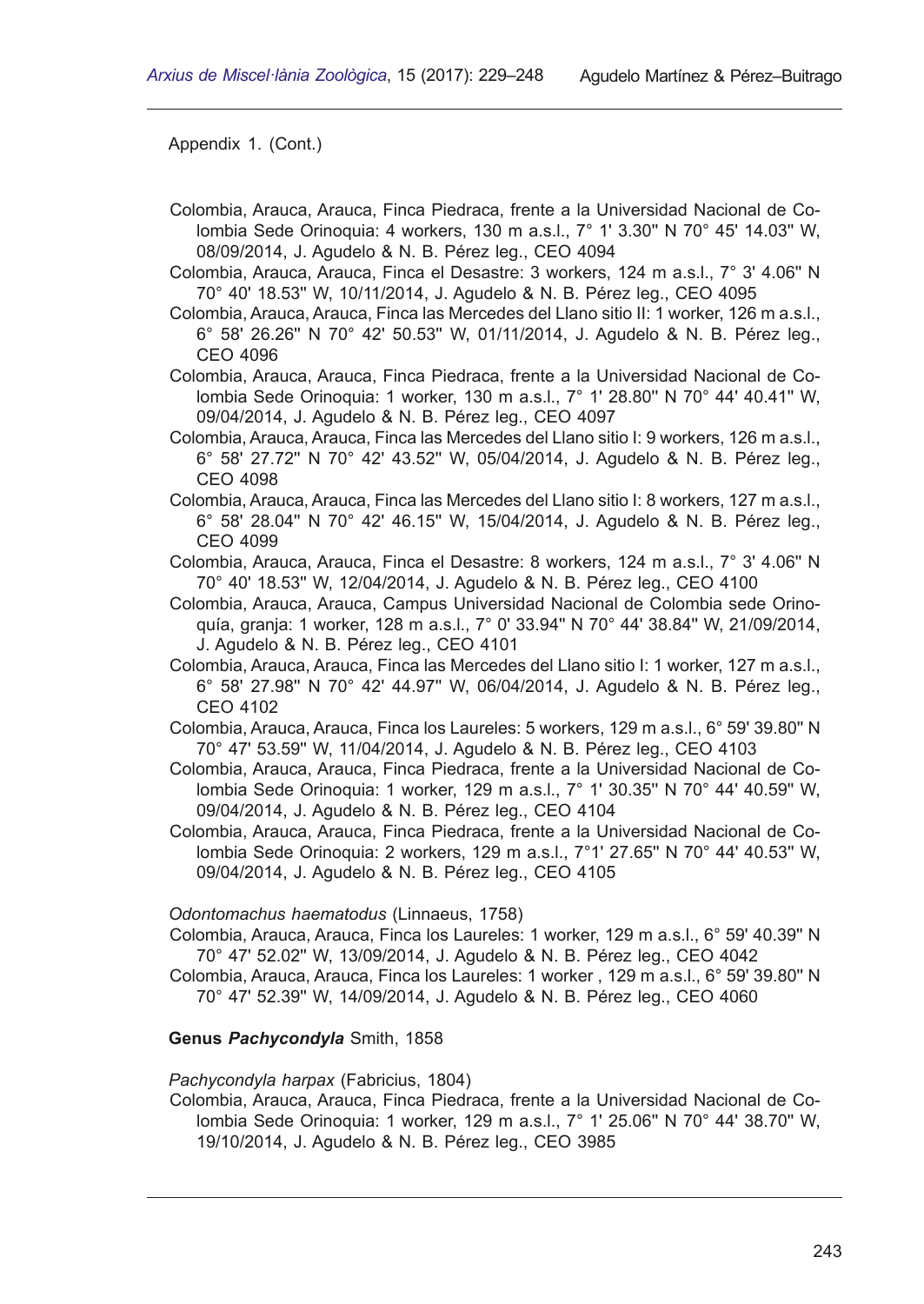Appendix 1. (Cont.)

Colombia, Arauca, Arauca, Finca Piedraca, frente a la Universidad Nacional de Colombia Sede Orinoquia: 4 workers, 130 m a.s.l., 7° 1' 3.30'' N 70° 45' 14.03'' W, 08/09/2014, J. Agudelo & N. B. Pérez leg., CEO 4094

Colombia, Arauca, Arauca, Finca el Desastre: 3 workers, 124 m a.s.l., 7° 3' 4.06'' N 70° 40' 18.53'' W, 10/11/2014, J. Agudelo & N. B. Pérez leg., CEO 4095

Colombia, Arauca, Arauca, Finca las Mercedes del Llano sitio II: 1 worker, 126 m a.s.l., 6° 58' 26.26'' N 70° 42' 50.53'' W, 01/11/2014, J. Agudelo & N. B. Pérez leg., CEO 4096

Colombia, Arauca, Arauca, Finca Piedraca, frente a la Universidad Nacional de Colombia Sede Orinoquia: 1 worker, 130 m a.s.l., 7° 1' 28.80'' N 70° 44' 40.41'' W, 09/04/2014, J. Agudelo & N. B. Pérez leg., CEO 4097

Colombia, Arauca, Arauca, Finca las Mercedes del Llano sitio I: 9 workers, 126 m a.s.l., 6° 58' 27.72'' N 70° 42' 43.52'' W, 05/04/2014, J. Agudelo & N. B. Pérez leg., CEO 4098

Colombia, Arauca, Arauca, Finca las Mercedes del Llano sitio I: 8 workers, 127 m a.s.l., 6° 58' 28.04'' N 70° 42' 46.15'' W, 15/04/2014, J. Agudelo & N. B. Pérez leg., CEO 4099

Colombia, Arauca, Arauca, Finca el Desastre: 8 workers, 124 m a.s.l., 7° 3' 4.06'' N 70° 40' 18.53'' W, 12/04/2014, J. Agudelo & N. B. Pérez leg., CEO 4100

Colombia, Arauca, Arauca, Campus Universidad Nacional de Colombia sede Orinoquía, granja: 1 worker, 128 m a.s.l., 7° 0' 33.94'' N 70° 44' 38.84'' W, 21/09/2014, J. Agudelo & N. B. Pérez leg., CEO 4101

Colombia, Arauca, Arauca, Finca las Mercedes del Llano sitio I: 1 worker, 127 m a.s.l., 6° 58' 27.98'' N 70° 42' 44.97'' W, 06/04/2014, J. Agudelo & N. B. Pérez leg., CEO 4102

Colombia, Arauca, Arauca, Finca los Laureles: 5 workers, 129 m a.s.l., 6° 59' 39.80'' N 70° 47' 53.59'' W, 11/04/2014, J. Agudelo & N. B. Pérez leg., CEO 4103

Colombia, Arauca, Arauca, Finca Piedraca, frente a la Universidad Nacional de Colombia Sede Orinoquia: 1 worker, 129 m a.s.l., 7° 1' 30.35'' N 70° 44' 40.59'' W, 09/04/2014, J. Agudelo & N. B. Pérez leg., CEO 4104

Colombia, Arauca, Arauca, Finca Piedraca, frente a la Universidad Nacional de Colombia Sede Orinoquia: 2 workers, 129 m a.s.l., 7°1' 27.65'' N 70° 44' 40.53'' W, 09/04/2014, J. Agudelo & N. B. Pérez leg., CEO 4105

*Odontomachus haematodus* (Linnaeus, 1758)

Colombia, Arauca, Arauca, Finca los Laureles: 1 worker, 129 m a.s.l., 6° 59' 40.39'' N 70° 47' 52.02'' W, 13/09/2014, J. Agudelo & N. B. Pérez leg., CEO 4042

Colombia, Arauca, Arauca, Finca los Laureles: 1 worker , 129 m a.s.l., 6° 59' 39.80'' N 70° 47' 52.39'' W, 14/09/2014, J. Agudelo & N. B. Pérez leg., CEO 4060

**Genus *Pachycondyla*** Smith, 1858

*Pachycondyla harpax* (Fabricius, 1804)

Colombia, Arauca, Arauca, Finca Piedraca, frente a la Universidad Nacional de Colombia Sede Orinoquia: 1 worker, 129 m a.s.l., 7° 1' 25.06'' N 70° 44' 38.70'' W, 19/10/2014, J. Agudelo & N. B. Pérez leg., CEO 3985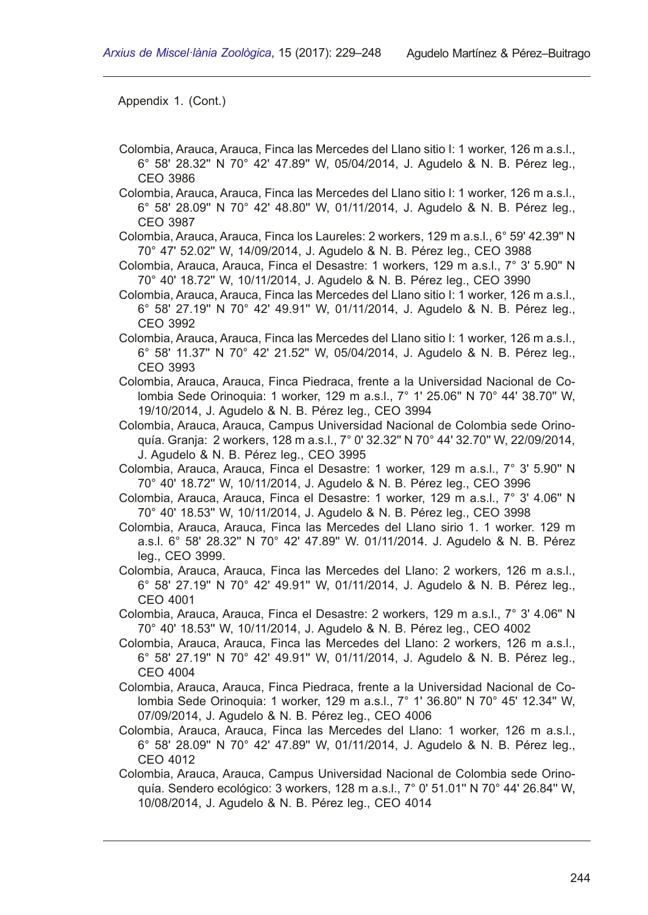Appendix 1. (Cont.)

Colombia, Arauca, Arauca, Finca las Mercedes del Llano sitio I: 1 worker, 126 m a.s.l., 6° 58' 28.32'' N 70° 42' 47.89'' W, 05/04/2014, J. Agudelo & N. B. Pérez leg., CEO 3986

Colombia, Arauca, Arauca, Finca las Mercedes del Llano sitio I: 1 worker, 126 m a.s.l., 6° 58' 28.09'' N 70° 42' 48.80'' W, 01/11/2014, J. Agudelo & N. B. Pérez leg., CEO 3987

Colombia, Arauca, Arauca, Finca los Laureles: 2 workers, 129 m a.s.l., 6° 59' 42.39'' N 70° 47' 52.02'' W, 14/09/2014, J. Agudelo & N. B. Pérez leg., CEO 3988

Colombia, Arauca, Arauca, Finca el Desastre: 1 workers, 129 m a.s.l., 7° 3' 5.90'' N 70° 40' 18.72'' W, 10/11/2014, J. Agudelo & N. B. Pérez leg., CEO 3990

Colombia, Arauca, Arauca, Finca las Mercedes del Llano sitio I: 1 worker, 126 m a.s.l., 6° 58' 27.19'' N 70° 42' 49.91'' W, 01/11/2014, J. Agudelo & N. B. Pérez leg., CEO 3992

Colombia, Arauca, Arauca, Finca las Mercedes del Llano sitio I: 1 worker, 126 m a.s.l., 6° 58' 11.37'' N 70° 42' 21.52'' W, 05/04/2014, J. Agudelo & N. B. Pérez leg., CEO 3993

Colombia, Arauca, Arauca, Finca Piedraca, frente a la Universidad Nacional de Colombia Sede Orinoquia: 1 worker, 129 m a.s.l., 7° 1' 25.06'' N 70° 44' 38.70'' W, 19/10/2014, J. Agudelo & N. B. Pérez leg., CEO 3994

Colombia, Arauca, Arauca, Campus Universidad Nacional de Colombia sede Orinoquía. Granja: 2 workers, 128 m a.s.l., 7° 0' 32.32'' N 70° 44' 32.70'' W, 22/09/2014, J. Agudelo & N. B. Pérez leg., CEO 3995

Colombia, Arauca, Arauca, Finca el Desastre: 1 worker, 129 m a.s.l., 7° 3' 5.90'' N 70° 40' 18.72'' W, 10/11/2014, J. Agudelo & N. B. Pérez leg., CEO 3996

Colombia, Arauca, Arauca, Finca el Desastre: 1 worker, 129 m a.s.l., 7° 3' 4.06'' N 70° 40' 18.53'' W, 10/11/2014, J. Agudelo & N. B. Pérez leg., CEO 3998

Colombia, Arauca, Arauca, Finca las Mercedes del Llano sirio 1. 1 worker. 129 m a.s.l. 6° 58' 28.32'' N 70° 42' 47.89'' W. 01/11/2014. J. Agudelo & N. B. Pérez leg., CEO 3999.

Colombia, Arauca, Arauca, Finca las Mercedes del Llano: 2 workers, 126 m a.s.l., 6° 58' 27.19'' N 70° 42' 49.91'' W, 01/11/2014, J. Agudelo & N. B. Pérez leg., CEO 4001

Colombia, Arauca, Arauca, Finca el Desastre: 2 workers, 129 m a.s.l., 7° 3' 4.06'' N 70° 40' 18.53'' W, 10/11/2014, J. Agudelo & N. B. Pérez leg., CEO 4002

Colombia, Arauca, Arauca, Finca las Mercedes del Llano: 2 workers, 126 m a.s.l., 6° 58' 27.19'' N 70° 42' 49.91'' W, 01/11/2014, J. Agudelo & N. B. Pérez leg., CEO 4004

Colombia, Arauca, Arauca, Finca Piedraca, frente a la Universidad Nacional de Colombia Sede Orinoquia: 1 worker, 129 m a.s.l., 7° 1' 36.80'' N 70° 45' 12.34'' W, 07/09/2014, J. Agudelo & N. B. Pérez leg., CEO 4006

Colombia, Arauca, Arauca, Finca las Mercedes del Llano: 1 worker, 126 m a.s.l., 6° 58' 28.09'' N 70° 42' 47.89'' W, 01/11/2014, J. Agudelo & N. B. Pérez leg., CEO 4012

Colombia, Arauca, Arauca, Campus Universidad Nacional de Colombia sede Orinoquía. Sendero ecológico: 3 workers, 128 m a.s.l., 7° 0' 51.01'' N 70° 44' 26.84'' W, 10/08/2014, J. Agudelo & N. B. Pérez leg., CEO 4014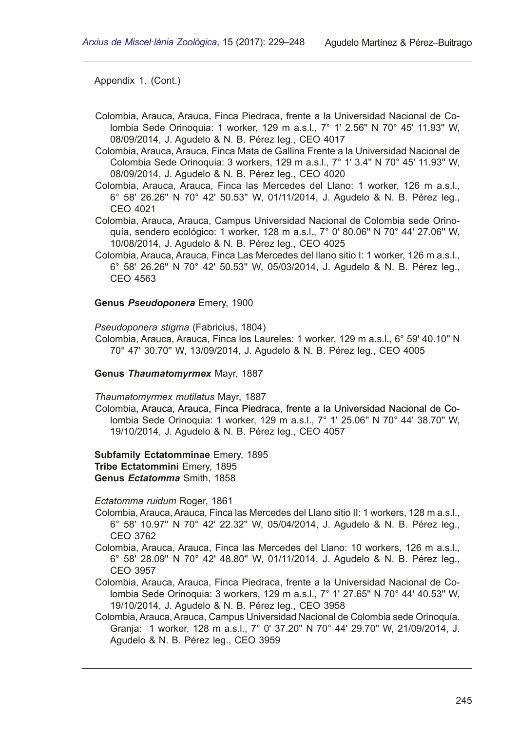Appendix 1. (Cont.)

Colombia, Arauca, Arauca, Finca Piedraca, frente a la Universidad Nacional de Colombia Sede Orinoquia: 1 worker, 129 m a.s.l., 7° 1' 2.56'' N 70° 45' 11.93'' W, 08/09/2014, J. Agudelo & N. B. Pérez leg., CEO 4017

Colombia, Arauca, Arauca, Finca Mata de Gallina Frente a la Universidad Nacional de Colombia Sede Orinoquia: 3 workers, 129 m a.s.l., 7° 1' 3.4'' N 70° 45' 11.93'' W, 08/09/2014, J. Agudelo & N. B. Pérez leg., CEO 4020

Colombia, Arauca, Arauca, Finca las Mercedes del Llano: 1 worker, 126 m a.s.l., 6° 58' 26.26'' N 70° 42' 50.53'' W, 01/11/2014, J. Agudelo & N. B. Pérez leg., CEO 4021

Colombia, Arauca, Arauca, Campus Universidad Nacional de Colombia sede Orinoquía, sendero ecológico: 1 worker, 128 m a.s.l., 7° 0' 80.06'' N 70° 44' 27.06'' W, 10/08/2014, J. Agudelo & N. B. Pérez leg., CEO 4025

Colombia, Arauca, Arauca, Finca Las Mercedes del llano sitio I: 1 worker, 126 m a.s.l., 6° 58' 26.26'' N 70° 42' 50.53'' W, 05/03/2014, J. Agudelo & N. B. Pérez leg., CEO 4563

**Genus *Pseudoponera*** Emery, 1900

*Pseudoponera stigma* (Fabricius, 1804)

Colombia, Arauca, Arauca, Finca los Laureles: 1 worker, 129 m a.s.l., 6° 59' 40.10'' N 70° 47' 30.70'' W, 13/09/2014, J. Agudelo & N. B. Pérez leg., CEO 4005

**Genus *Thaumatomyrmex*** Mayr, 1887

*Thaumatomyrmex mutilatus* Mayr, 1887

Colombia, Arauca, Arauca, Finca Piedraca, frente a la Universidad Nacional de Colombia Sede Orinoquia: 1 worker, 129 m a.s.l., 7° 1' 25.06'' N 70° 44' 38.70'' W, 19/10/2014, J. Agudelo & N. B. Pérez leg., CEO 4057

**Subfamily Ectatomminae** Emery, 1895
**Tribe Ectatommini** Emery, 1895
**Genus *Ectatomma*** Smith, 1858

*Ectatomma ruidum* Roger, 1861

Colombia, Arauca, Arauca, Finca las Mercedes del Llano sitio II: 1 workers, 128 m a.s.l., 6° 58' 10.97'' N 70° 42' 22.32'' W, 05/04/2014, J. Agudelo & N. B. Pérez leg., CEO 3762

Colombia, Arauca, Arauca, Finca las Mercedes del Llano: 10 workers, 126 m a.s.l., 6° 58' 28.09'' N 70° 42' 48.80'' W, 01/11/2014, J. Agudelo & N. B. Pérez leg., CEO 3957

Colombia, Arauca, Arauca, Finca Piedraca, frente a la Universidad Nacional de Colombia Sede Orinoquia: 3 workers, 129 m a.s.l., 7° 1' 27.65'' N 70° 44' 40.53'' W, 19/10/2014, J. Agudelo & N. B. Pérez leg., CEO 3958

Colombia, Arauca, Arauca, Campus Universidad Nacional de Colombia sede Orinoquía. Granja: 1 worker, 128 m a.s.l., 7° 0' 37.20'' N 70° 44' 29.70'' W, 21/09/2014, J. Agudelo & N. B. Pérez leg., CEO 3959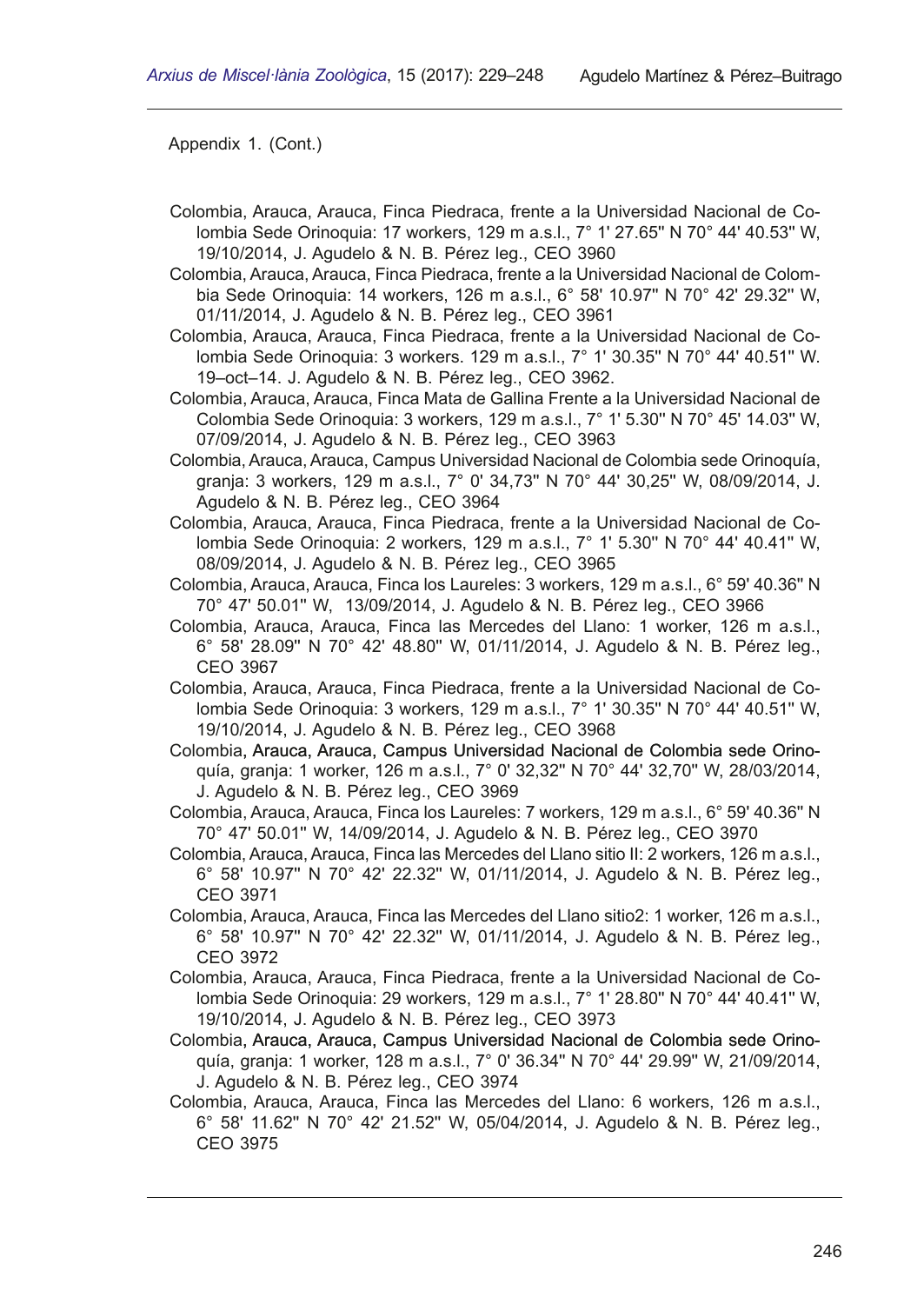Appendix 1. (Cont.)

Colombia, Arauca, Arauca, Finca Piedraca, frente a la Universidad Nacional de Colombia Sede Orinoquia: 17 workers, 129 m a.s.l., 7° 1' 27.65'' N 70° 44' 40.53'' W, 19/10/2014, J. Agudelo & N. B. Pérez leg., CEO 3960

Colombia, Arauca, Arauca, Finca Piedraca, frente a la Universidad Nacional de Colombia Sede Orinoquia: 14 workers, 126 m a.s.l., 6° 58' 10.97'' N 70° 42' 29.32'' W, 01/11/2014, J. Agudelo & N. B. Pérez leg., CEO 3961

Colombia, Arauca, Arauca, Finca Piedraca, frente a la Universidad Nacional de Colombia Sede Orinoquia: 3 workers. 129 m a.s.l., 7° 1' 30.35'' N 70° 44' 40.51'' W. 19–oct–14. J. Agudelo & N. B. Pérez leg., CEO 3962.

Colombia, Arauca, Arauca, Finca Mata de Gallina Frente a la Universidad Nacional de Colombia Sede Orinoquia: 3 workers, 129 m a.s.l., 7° 1' 5.30'' N 70° 45' 14.03'' W, 07/09/2014, J. Agudelo & N. B. Pérez leg., CEO 3963

Colombia, Arauca, Arauca, Campus Universidad Nacional de Colombia sede Orinoquía, granja: 3 workers, 129 m a.s.l., 7° 0' 34,73'' N 70° 44' 30,25'' W, 08/09/2014, J. Agudelo & N. B. Pérez leg., CEO 3964

Colombia, Arauca, Arauca, Finca Piedraca, frente a la Universidad Nacional de Colombia Sede Orinoquia: 2 workers, 129 m a.s.l., 7° 1' 5.30'' N 70° 44' 40.41'' W, 08/09/2014, J. Agudelo & N. B. Pérez leg., CEO 3965

Colombia, Arauca, Arauca, Finca los Laureles: 3 workers, 129 m a.s.l., 6° 59' 40.36'' N 70° 47' 50.01'' W, 13/09/2014, J. Agudelo & N. B. Pérez leg., CEO 3966

Colombia, Arauca, Arauca, Finca las Mercedes del Llano: 1 worker, 126 m a.s.l., 6° 58' 28.09'' N 70° 42' 48.80'' W, 01/11/2014, J. Agudelo & N. B. Pérez leg., CEO 3967

Colombia, Arauca, Arauca, Finca Piedraca, frente a la Universidad Nacional de Colombia Sede Orinoquia: 3 workers, 129 m a.s.l., 7° 1' 30.35'' N 70° 44' 40.51'' W, 19/10/2014, J. Agudelo & N. B. Pérez leg., CEO 3968

Colombia, Arauca, Arauca, Campus Universidad Nacional de Colombia sede Orinoquía, granja: 1 worker, 126 m a.s.l., 7° 0' 32,32'' N 70° 44' 32,70'' W, 28/03/2014, J. Agudelo & N. B. Pérez leg., CEO 3969

Colombia, Arauca, Arauca, Finca los Laureles: 7 workers, 129 m a.s.l., 6° 59' 40.36'' N 70° 47' 50.01'' W, 14/09/2014, J. Agudelo & N. B. Pérez leg., CEO 3970

Colombia, Arauca, Arauca, Finca las Mercedes del Llano sitio II: 2 workers, 126 m a.s.l., 6° 58' 10.97'' N 70° 42' 22.32'' W, 01/11/2014, J. Agudelo & N. B. Pérez leg., CEO 3971

Colombia, Arauca, Arauca, Finca las Mercedes del Llano sitio2: 1 worker, 126 m a.s.l., 6° 58' 10.97'' N 70° 42' 22.32'' W, 01/11/2014, J. Agudelo & N. B. Pérez leg., CEO 3972

Colombia, Arauca, Arauca, Finca Piedraca, frente a la Universidad Nacional de Colombia Sede Orinoquia: 29 workers, 129 m a.s.l., 7° 1' 28.80'' N 70° 44' 40.41'' W, 19/10/2014, J. Agudelo & N. B. Pérez leg., CEO 3973

Colombia, Arauca, Arauca, Campus Universidad Nacional de Colombia sede Orinoquía, granja: 1 worker, 128 m a.s.l., 7° 0' 36.34'' N 70° 44' 29.99'' W, 21/09/2014, J. Agudelo & N. B. Pérez leg., CEO 3974

Colombia, Arauca, Arauca, Finca las Mercedes del Llano: 6 workers, 126 m a.s.l., 6° 58' 11.62'' N 70° 42' 21.52'' W, 05/04/2014, J. Agudelo & N. B. Pérez leg., CEO 3975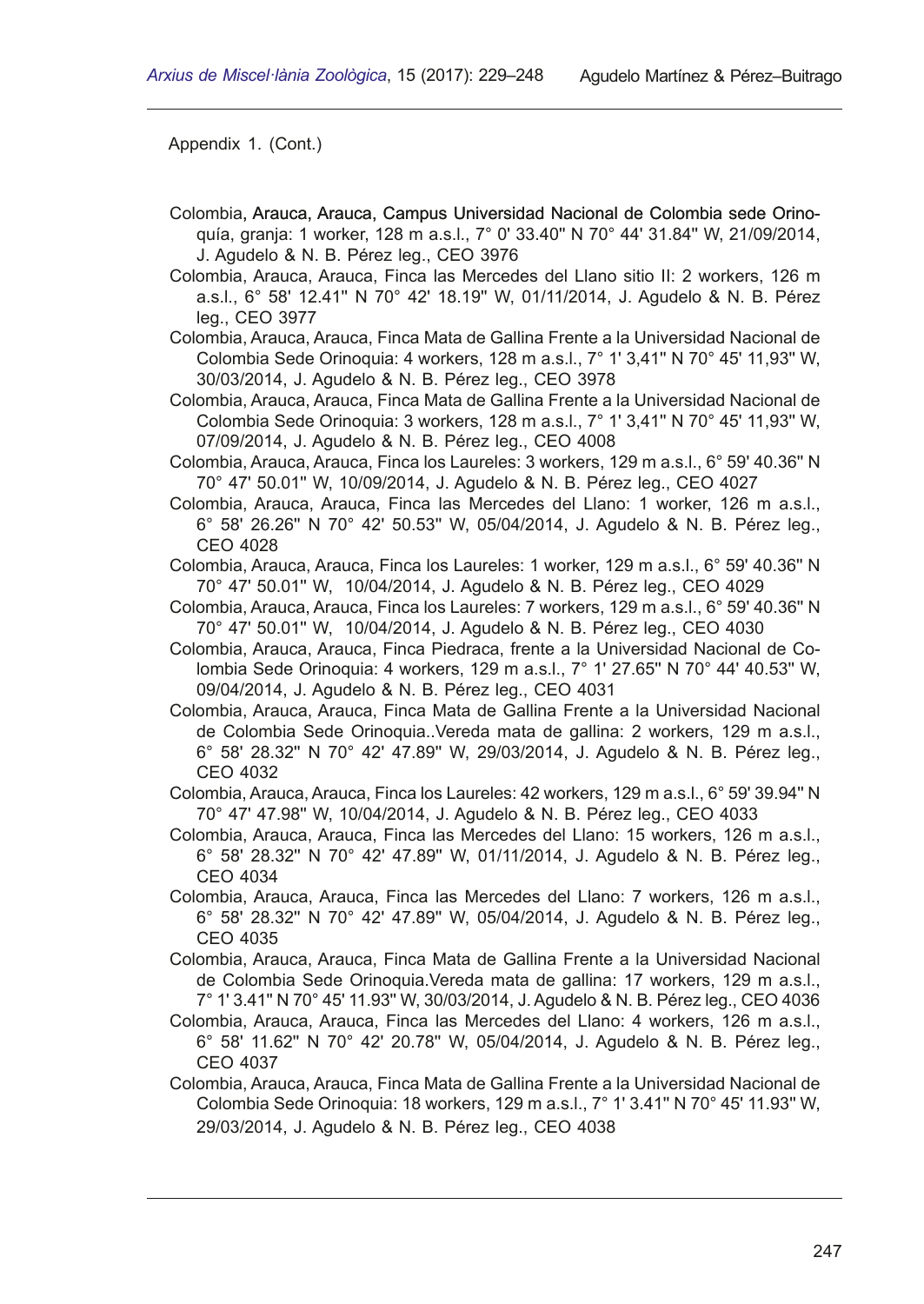Appendix 1. (Cont.)

Colombia, Arauca, Arauca, Campus Universidad Nacional de Colombia sede Orinoquía, granja: 1 worker, 128 m a.s.l., 7° 0' 33.40'' N 70° 44' 31.84'' W, 21/09/2014, J. Agudelo & N. B. Pérez leg., CEO 3976

Colombia, Arauca, Arauca, Finca las Mercedes del Llano sitio II: 2 workers, 126 m a.s.l., 6° 58' 12.41'' N 70° 42' 18.19'' W, 01/11/2014, J. Agudelo & N. B. Pérez leg., CEO 3977

Colombia, Arauca, Arauca, Finca Mata de Gallina Frente a la Universidad Nacional de Colombia Sede Orinoquia: 4 workers, 128 m a.s.l., 7° 1' 3,41'' N 70° 45' 11,93'' W, 30/03/2014, J. Agudelo & N. B. Pérez leg., CEO 3978

Colombia, Arauca, Arauca, Finca Mata de Gallina Frente a la Universidad Nacional de Colombia Sede Orinoquia: 3 workers, 128 m a.s.l., 7° 1' 3,41'' N 70° 45' 11,93'' W, 07/09/2014, J. Agudelo & N. B. Pérez leg., CEO 4008

Colombia, Arauca, Arauca, Finca los Laureles: 3 workers, 129 m a.s.l., 6° 59' 40.36'' N 70° 47' 50.01'' W, 10/09/2014, J. Agudelo & N. B. Pérez leg., CEO 4027

Colombia, Arauca, Arauca, Finca las Mercedes del Llano: 1 worker, 126 m a.s.l., 6° 58' 26.26'' N 70° 42' 50.53'' W, 05/04/2014, J. Agudelo & N. B. Pérez leg., CEO 4028

Colombia, Arauca, Arauca, Finca los Laureles: 1 worker, 129 m a.s.l., 6° 59' 40.36'' N 70° 47' 50.01'' W, 10/04/2014, J. Agudelo & N. B. Pérez leg., CEO 4029

Colombia, Arauca, Arauca, Finca los Laureles: 7 workers, 129 m a.s.l., 6° 59' 40.36'' N 70° 47' 50.01'' W, 10/04/2014, J. Agudelo & N. B. Pérez leg., CEO 4030

Colombia, Arauca, Arauca, Finca Piedraca, frente a la Universidad Nacional de Colombia Sede Orinoquia: 4 workers, 129 m a.s.l., 7° 1' 27.65'' N 70° 44' 40.53'' W, 09/04/2014, J. Agudelo & N. B. Pérez leg., CEO 4031

Colombia, Arauca, Arauca, Finca Mata de Gallina Frente a la Universidad Nacional de Colombia Sede Orinoquia..Vereda mata de gallina: 2 workers, 129 m a.s.l., 6° 58' 28.32'' N 70° 42' 47.89'' W, 29/03/2014, J. Agudelo & N. B. Pérez leg., CEO 4032

Colombia, Arauca, Arauca, Finca los Laureles: 42 workers, 129 m a.s.l., 6° 59' 39.94'' N 70° 47' 47.98'' W, 10/04/2014, J. Agudelo & N. B. Pérez leg., CEO 4033

Colombia, Arauca, Arauca, Finca las Mercedes del Llano: 15 workers, 126 m a.s.l., 6° 58' 28.32'' N 70° 42' 47.89'' W, 01/11/2014, J. Agudelo & N. B. Pérez leg., CEO 4034

Colombia, Arauca, Arauca, Finca las Mercedes del Llano: 7 workers, 126 m a.s.l., 6° 58' 28.32'' N 70° 42' 47.89'' W, 05/04/2014, J. Agudelo & N. B. Pérez leg., CEO 4035

Colombia, Arauca, Arauca, Finca Mata de Gallina Frente a la Universidad Nacional de Colombia Sede Orinoquia.Vereda mata de gallina: 17 workers, 129 m a.s.l., 7° 1' 3.41'' N 70° 45' 11.93'' W, 30/03/2014, J. Agudelo & N. B. Pérez leg., CEO 4036

Colombia, Arauca, Arauca, Finca las Mercedes del Llano: 4 workers, 126 m a.s.l., 6° 58' 11.62'' N 70° 42' 20.78'' W, 05/04/2014, J. Agudelo & N. B. Pérez leg., CEO 4037

Colombia, Arauca, Arauca, Finca Mata de Gallina Frente a la Universidad Nacional de Colombia Sede Orinoquia: 18 workers, 129 m a.s.l., 7° 1' 3.41'' N 70° 45' 11.93'' W, 29/03/2014, J. Agudelo & N. B. Pérez leg., CEO 4038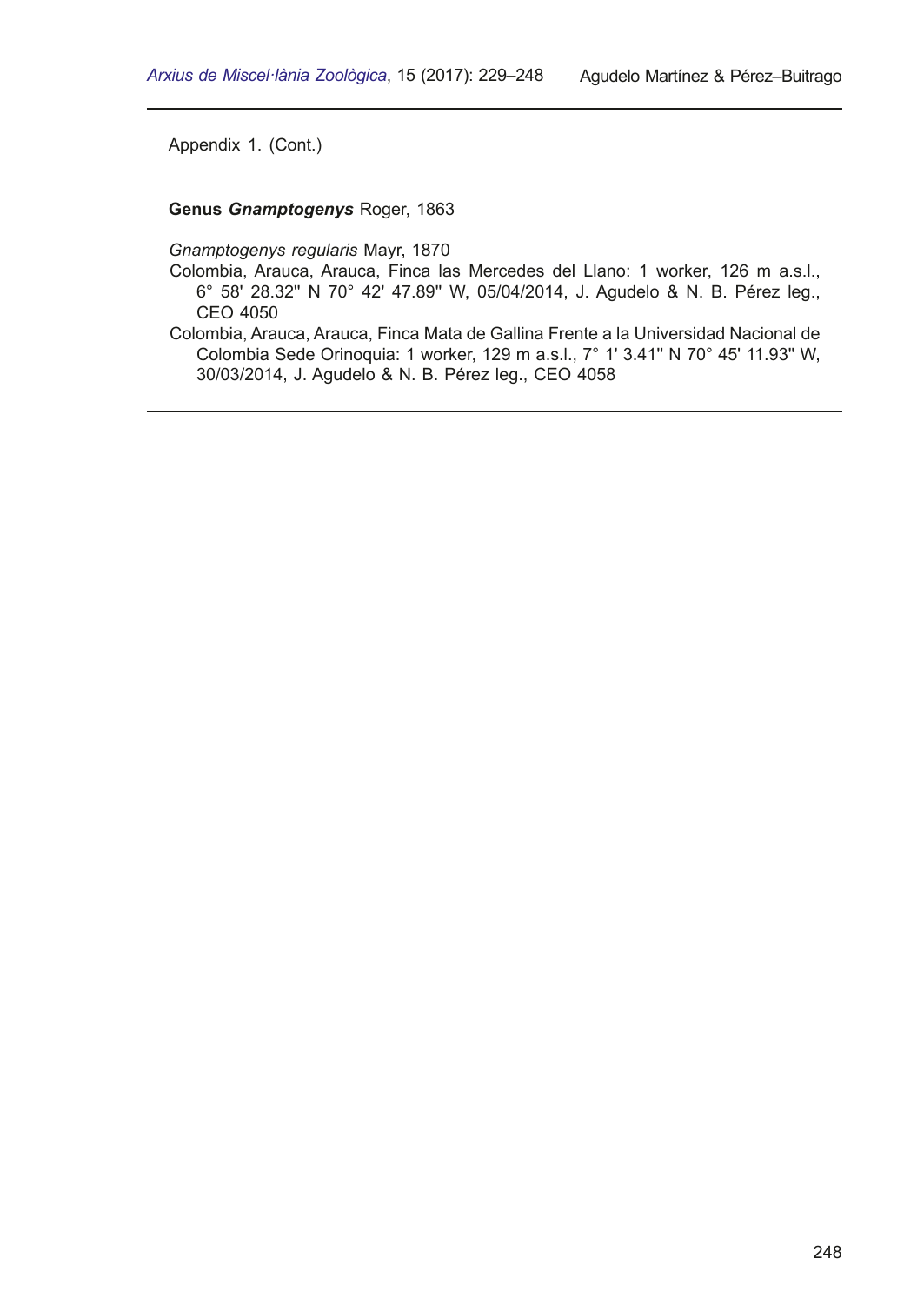Appendix 1. (Cont.)

**Genus *Gnamptogenys*** Roger, 1863

*Gnamptogenys regularis* Mayr, 1870

Colombia, Arauca, Arauca, Finca las Mercedes del Llano: 1 worker, 126 m a.s.l., 6° 58' 28.32'' N 70° 42' 47.89'' W, 05/04/2014, J. Agudelo & N. B. Pérez leg., CEO 4050

Colombia, Arauca, Arauca, Finca Mata de Gallina Frente a la Universidad Nacional de Colombia Sede Orinoquia: 1 worker, 129 m a.s.l., 7° 1' 3.41'' N 70° 45' 11.93'' W, 30/03/2014, J. Agudelo & N. B. Pérez leg., CEO 4058